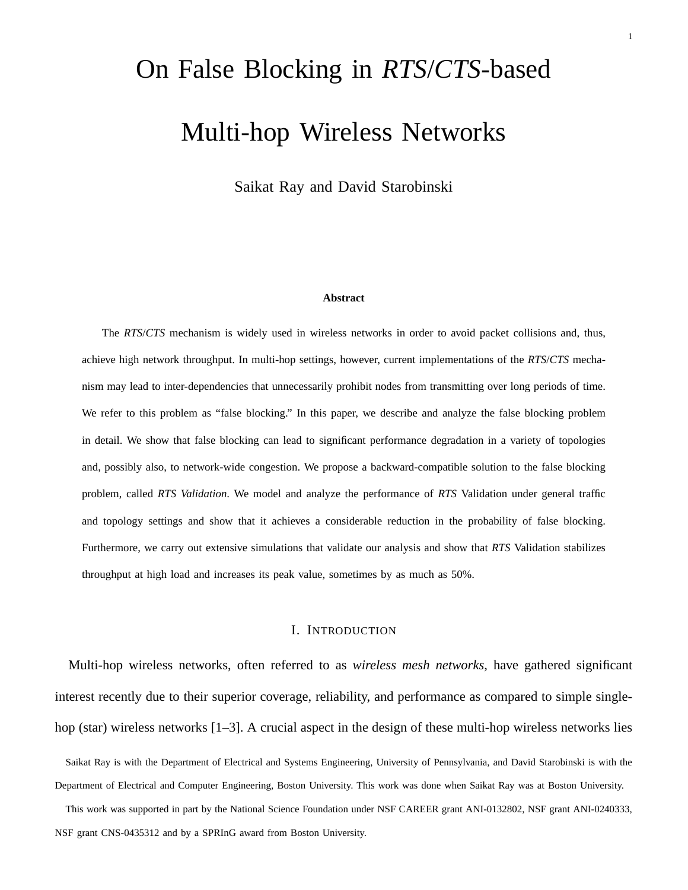# On False Blocking in *RTS*/*CTS*-based Multi-hop Wireless Networks

Saikat Ray and David Starobinski

### Abstract

The *RTS*/*CTS* mechanism is widely used in wireless networks in order to avoid packet collisions and, thus, achieve high network throughput. In multi-hop settings, however, current implementations of the *RTS*/*CTS* mechanism may lead to inter-dependencies that unnecessarily prohibit nodes from transmitting over long periods of time. We refer to this problem as "false blocking." In this paper, we describe and analyze the false blocking problem in detail. We show that false blocking can lead to significant performance degradation in a variety of topologies and, possibly also, to network-wide congestion. We propose a backward-compatible solution to the false blocking problem, called *RTS Validation*. We model and analyze the performance of *RTS* Validation under general traffic and topology settings and show that it achieves a considerable reduction in the probability of false blocking. Furthermore, we carry out extensive simulations that validate our analysis and show that *RTS* Validation stabilizes throughput at high load and increases its peak value, sometimes by as much as 50%.

## I. Introduction

Multi-hop wireless networks, often referred to as *wireless mesh networks*, have gathered significant interest recently due to their superior coverage, reliability, and performance as compared to simple single-hop (star) wireless networks [1–3]. A crucial aspect in the design of these multi-hop wireless networks lies

Saikat Ray is with the Department of Electrical and Systems Engineering, University of Pennsylvania, and David Starobinski is with the Department of Electrical and Computer Engineering, Boston University. This work was done when Saikat Ray was at Boston University.

This work was supported in part by the National Science Foundation under NSF CAREER grant ANI-0132802, NSF grant ANI-0240333, NSF grant CNS-0435312 and by a SPRInG award from Boston University.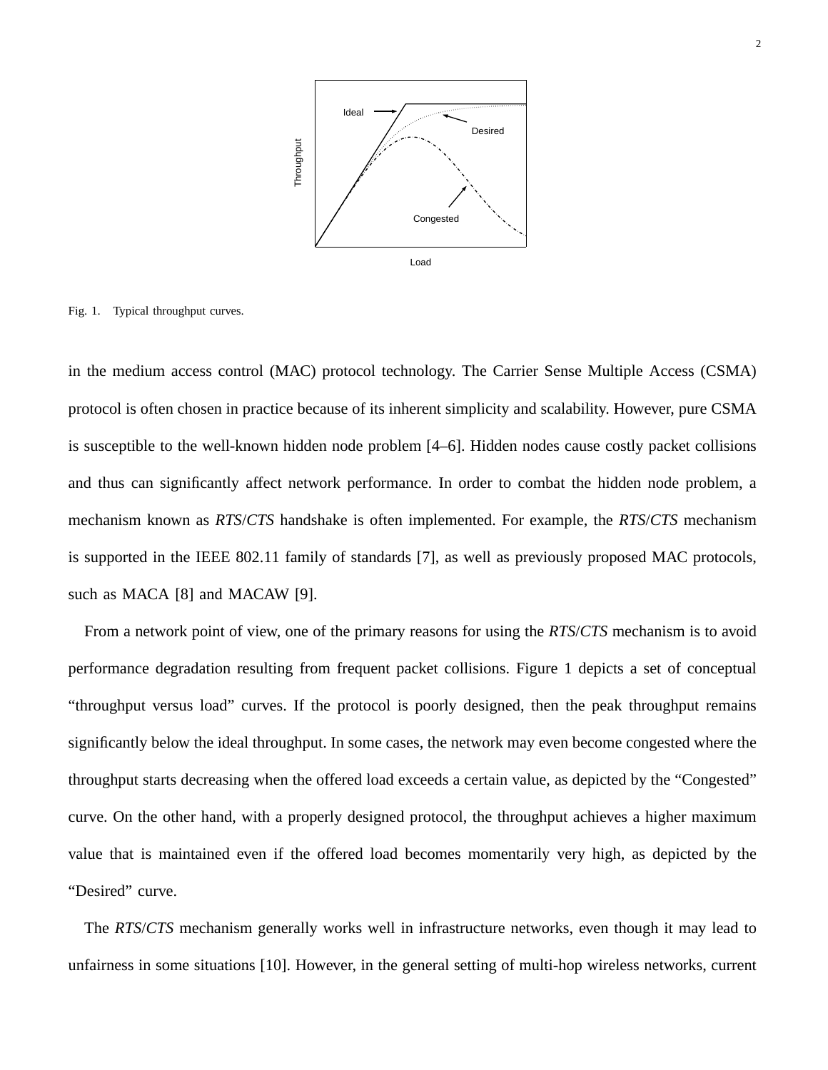Fig. 1. Typical throughput curves.

in the medium access control (MAC) protocol technology. The Carrier Sense Multiple Access (CSMA) protocol is often chosen in practice because of its inherent simplicity and scalability. However, pure CSMA is susceptible to the well-known hidden node problem [4–6]. Hidden nodes cause costly packet collisions and thus can significantly affect network performance. In order to combat the hidden node problem, a mechanism known as *RTS*/*CTS* handshake is often implemented. For example, the *RTS*/*CTS* mechanism is supported in the IEEE 802.11 family of standards [7], as well as previously proposed MAC protocols, such as MACA [8] and MACAW [9].

From a network point of view, one of the primary reasons for using the *RTS*/*CTS* mechanism is to avoid performance degradation resulting from frequent packet collisions. Figure 1 depicts a set of conceptual "throughput versus load" curves. If the protocol is poorly designed, then the peak throughput remains significantly below the ideal throughput. In some cases, the network may even become congested where the throughput starts decreasing when the offered load exceeds a certain value, as depicted by the "Congested" curve. On the other hand, with a properly designed protocol, the throughput achieves a higher maximum value that is maintained even if the offered load becomes momentarily very high, as depicted by the "Desired" curve.

The *RTS*/*CTS* mechanism generally works well in infrastructure networks, even though it may lead to unfairness in some situations [10]. However, in the general setting of multi-hop wireless networks, current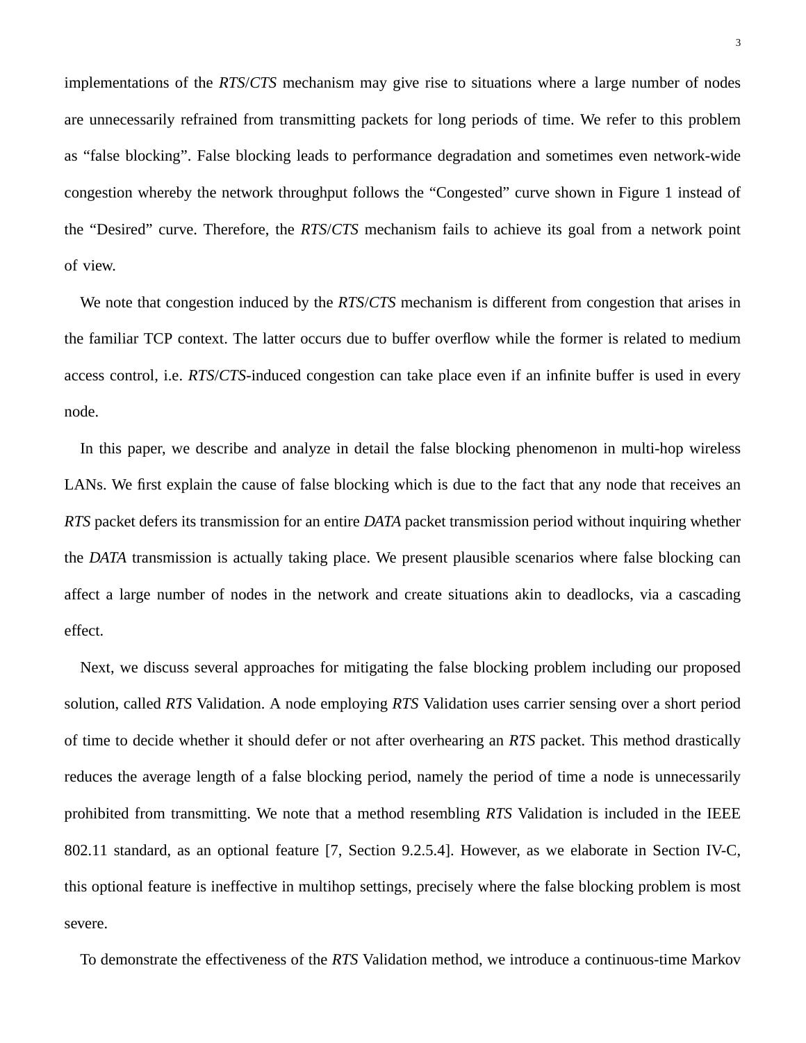implementations of the *RTS*/*CTS* mechanism may give rise to situations where a large number of nodes are unnecessarily refrained from transmitting packets for long periods of time. We refer to this problem as "false blocking". False blocking leads to performance degradation and sometimes even network-wide congestion whereby the network throughput follows the "Congested" curve shown in Figure 1 instead of the "Desired" curve. Therefore, the *RTS*/*CTS* mechanism fails to achieve its goal from a network point of view.

We note that congestion induced by the *RTS*/*CTS* mechanism is different from congestion that arises in the familiar TCP context. The latter occurs due to buffer overflow while the former is related to medium access control, i.e. *RTS*/*CTS*-induced congestion can take place even if an infinite buffer is used in every node.

In this paper, we describe and analyze in detail the false blocking phenomenon in multi-hop wireless LANs. We first explain the cause of false blocking which is due to the fact that any node that receives an *RTS* packet defers its transmission for an entire *DATA* packet transmission period without inquiring whether the *DATA* transmission is actually taking place. We present plausible scenarios where false blocking can affect a large number of nodes in the network and create situations akin to deadlocks, via a cascading effect.

Next, we discuss several approaches for mitigating the false blocking problem including our proposed solution, called *RTS* Validation. A node employing *RTS* Validation uses carrier sensing over a short period of time to decide whether it should defer or not after overhearing an *RTS* packet. This method drastically reduces the average length of a false blocking period, namely the period of time a node is unnecessarily prohibited from transmitting. We note that a method resembling *RTS* Validation is included in the IEEE 802.11 standard, as an optional feature [7, Section 9.2.5.4]. However, as we elaborate in Section IV-C, this optional feature is ineffective in multihop settings, precisely where the false blocking problem is most severe.

To demonstrate the effectiveness of the *RTS* Validation method, we introduce a continuous-time Markov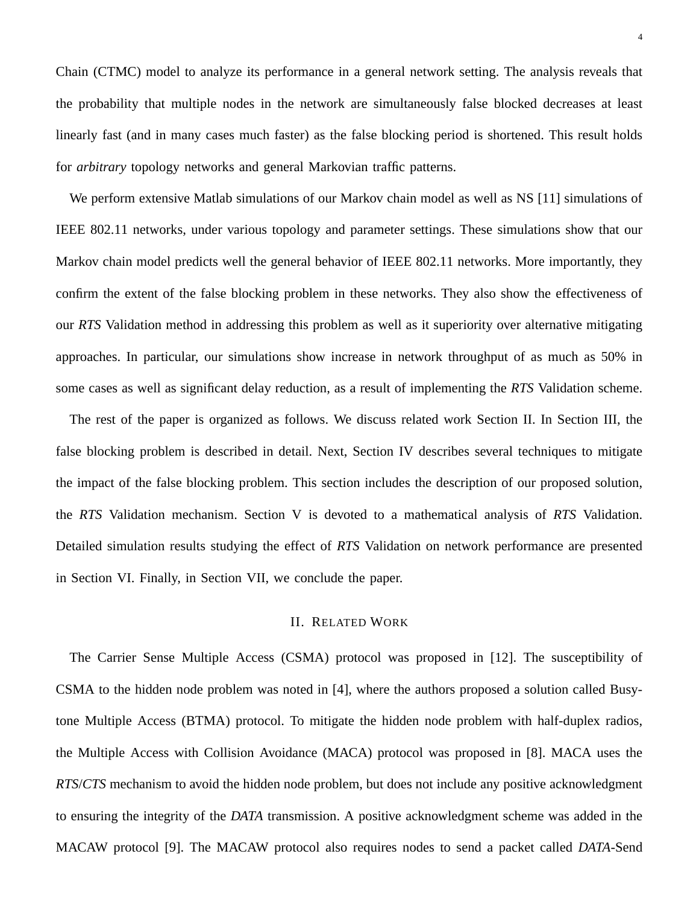Chain (CTMC) model to analyze its performance in a general network setting. The analysis reveals that the probability that multiple nodes in the network are simultaneously false blocked decreases at least linearly fast (and in many cases much faster) as the false blocking period is shortened. This result holds for *arbitrary* topology networks and general Markovian traffic patterns.

We perform extensive Matlab simulations of our Markov chain model as well as NS [11] simulations of IEEE 802.11 networks, under various topology and parameter settings. These simulations show that our Markov chain model predicts well the general behavior of IEEE 802.11 networks. More importantly, they confirm the extent of the false blocking problem in these networks. They also show the effectiveness of our *RTS* Validation method in addressing this problem as well as it superiority over alternative mitigating approaches. In particular, our simulations show increase in network throughput of as much as 50% in some cases as well as significant delay reduction, as a result of implementing the *RTS* Validation scheme.

The rest of the paper is organized as follows. We discuss related work Section II. In Section III, the false blocking problem is described in detail. Next, Section IV describes several techniques to mitigate the impact of the false blocking problem. This section includes the description of our proposed solution, the *RTS* Validation mechanism. Section V is devoted to a mathematical analysis of *RTS* Validation. Detailed simulation results studying the effect of *RTS* Validation on network performance are presented in Section VI. Finally, in Section VII, we conclude the paper.

## II. Related Work

The Carrier Sense Multiple Access (CSMA) protocol was proposed in [12]. The susceptibility of CSMA to the hidden node problem was noted in [4], where the authors proposed a solution called Busy-tone Multiple Access (BTMA) protocol. To mitigate the hidden node problem with half-duplex radios, the Multiple Access with Collision Avoidance (MACA) protocol was proposed in [8]. MACA uses the *RTS*/*CTS* mechanism to avoid the hidden node problem, but does not include any positive acknowledgment to ensuring the integrity of the *DATA* transmission. A positive acknowledgment scheme was added in the MACAW protocol [9]. The MACAW protocol also requires nodes to send a packet called *DATA*-Send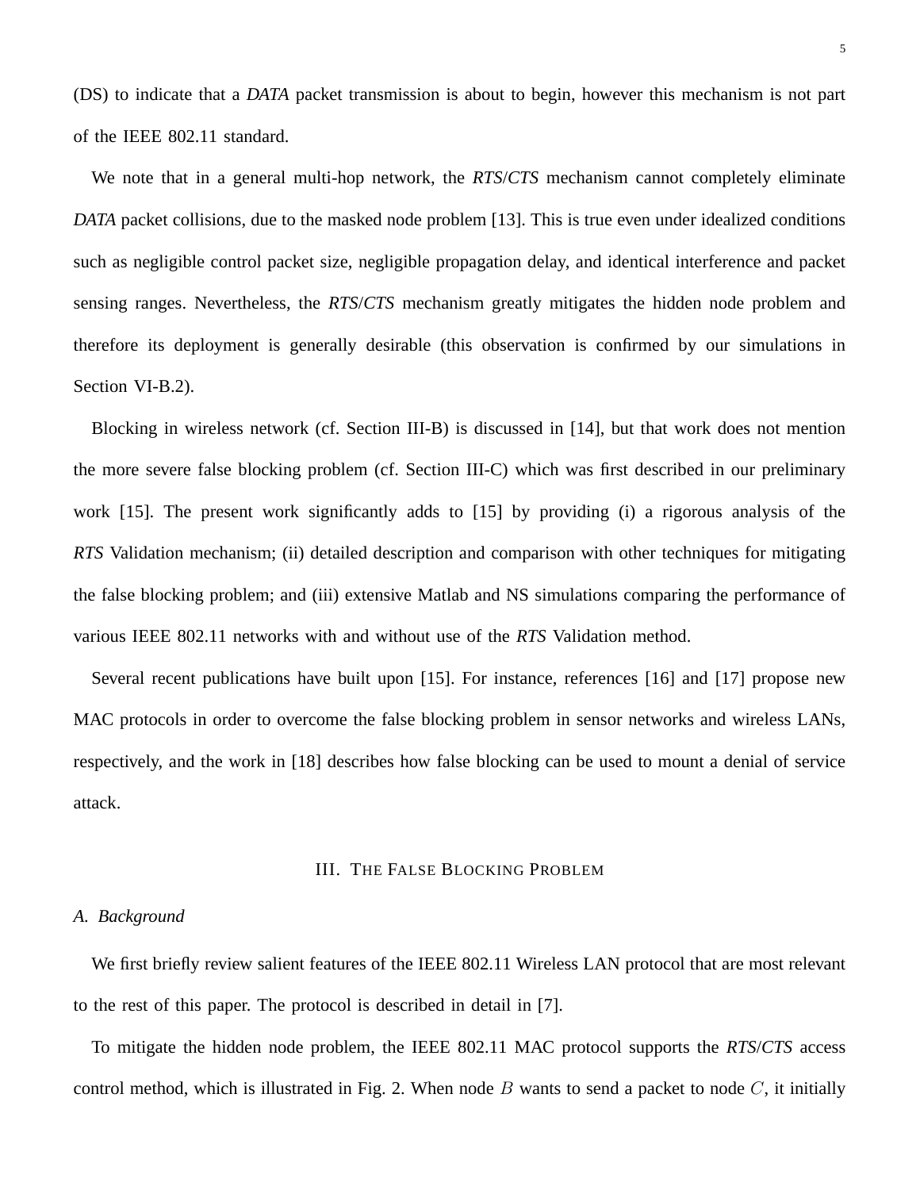(DS) to indicate that a *DATA* packet transmission is about to begin, however this mechanism is not part of the IEEE 802.11 standard.

We note that in a general multi-hop network, the *RTS*/*CTS* mechanism cannot completely eliminate *DATA* packet collisions, due to the masked node problem [13]. This is true even under idealized conditions such as negligible control packet size, negligible propagation delay, and identical interference and packet sensing ranges. Nevertheless, the *RTS*/*CTS* mechanism greatly mitigates the hidden node problem and therefore its deployment is generally desirable (this observation is confirmed by our simulations in Section VI-B.2).

Blocking in wireless network (cf. Section III-B) is discussed in [14], but that work does not mention the more severe false blocking problem (cf. Section III-C) which was first described in our preliminary work [15]. The present work significantly adds to [15] by providing (i) a rigorous analysis of the *RTS* Validation mechanism; (ii) detailed description and comparison with other techniques for mitigating the false blocking problem; and (iii) extensive Matlab and NS simulations comparing the performance of various IEEE 802.11 networks with and without use of the *RTS* Validation method.

Several recent publications have built upon [15]. For instance, references [16] and [17] propose new MAC protocols in order to overcome the false blocking problem in sensor networks and wireless LANs, respectively, and the work in [18] describes how false blocking can be used to mount a denial of service attack.

## III. The False Blocking Problem

### A. Background

We first briefly review salient features of the IEEE 802.11 Wireless LAN protocol that are most relevant to the rest of this paper. The protocol is described in detail in [7].

To mitigate the hidden node problem, the IEEE 802.11 MAC protocol supports the *RTS*/*CTS* access control method, which is illustrated in Fig. 2. When node $B$ wants to send a packet to node $C$, it initially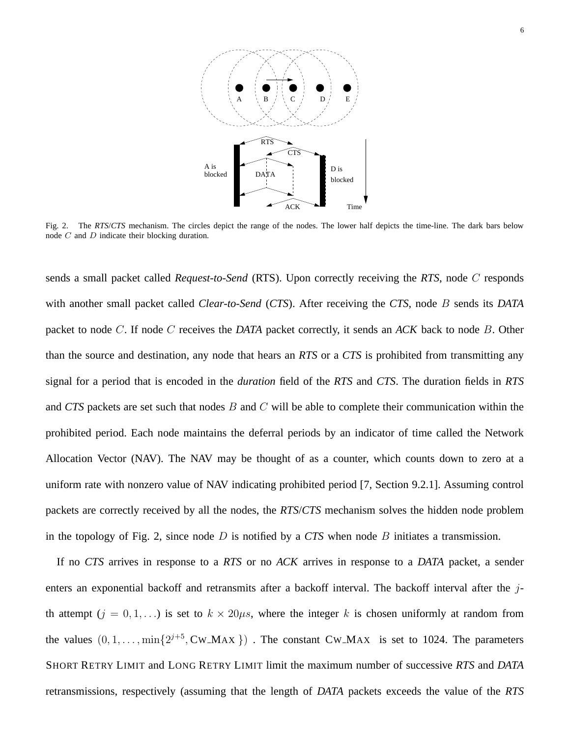Fig. 2. The *RTS*/*CTS* mechanism. The circles depict the range of the nodes. The lower half depicts the time-line. The dark bars below node $C$ and $D$ indicate their blocking duration.

sends a small packet called *Request-to-Send* (RTS). Upon correctly receiving the ***RTS***, node $C$ responds with another small packet called *Clear-to-Send* (***CTS***). After receiving the ***CTS***, node $B$ sends its ***DATA*** packet to node $C$. If node $C$ receives the ***DATA*** packet correctly, it sends an ***ACK*** back to node $B$. Other than the source and destination, any node that hears an ***RTS*** or a ***CTS*** is prohibited from transmitting any signal for a period that is encoded in the *duration* field of the ***RTS*** and ***CTS***. The duration fields in ***RTS*** and ***CTS*** packets are set such that nodes $B$ and $C$ will be able to complete their communication within the prohibited period. Each node maintains the deferral periods by an indicator of time called the Network Allocation Vector (NAV). The NAV may be thought of as a counter, which counts down to zero at a uniform rate with nonzero value of NAV indicating prohibited period [7, Section 9.2.1]. Assuming control packets are correctly received by all the nodes, the ***RTS***/***CTS*** mechanism solves the hidden node problem in the topology of Fig. 2, since node $D$ is notified by a ***CTS*** when node $B$ initiates a transmission.

If no ***CTS*** arrives in response to a ***RTS*** or no ***ACK*** arrives in response to a ***DATA*** packet, a sender enters an exponential backoff and retransmits after a backoff interval. The backoff interval after the $j$-th attempt ($j = 0, 1, \ldots$) is set to $k \times 20\mu s$, where the integer $k$ is chosen uniformly at random from the values $(0, 1, \ldots, \min\{2^{j+5}, \text{CW\_MAX}\})$ . The constant CW_MAX is set to 1024. The parameters SHORT RETRY LIMIT and LONG RETRY LIMIT limit the maximum number of successive ***RTS*** and ***DATA*** retransmissions, respectively (assuming that the length of ***DATA*** packets exceeds the value of the ***RTS***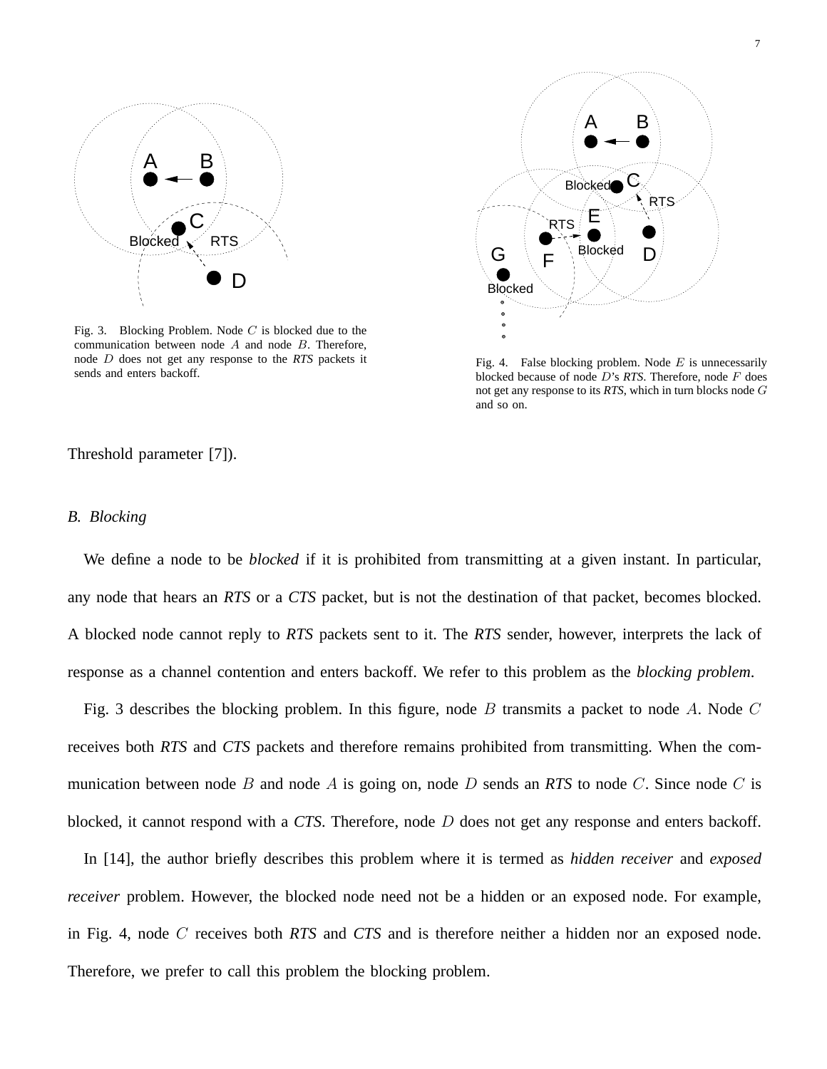Fig. 3. Blocking Problem. Node $C$ is blocked due to the communication between node $A$ and node $B$. Therefore, node $D$ does not get any response to the *RTS* packets it sends and enters backoff.

Fig. 4. False blocking problem. Node $E$ is unnecessarily blocked because of node $D$'s *RTS*. Therefore, node $F$ does not get any response to its *RTS*, which in turn blocks node $G$ and so on.

Threshold parameter [7]).

### *B. Blocking*

We define a node to be *blocked* if it is prohibited from transmitting at a given instant. In particular, any node that hears an *RTS* or a *CTS* packet, but is not the destination of that packet, becomes blocked. A blocked node cannot reply to *RTS* packets sent to it. The *RTS* sender, however, interprets the lack of response as a channel contention and enters backoff. We refer to this problem as the *blocking problem*.

Fig. 3 describes the blocking problem. In this figure, node $B$ transmits a packet to node $A$. Node $C$ receives both *RTS* and *CTS* packets and therefore remains prohibited from transmitting. When the communication between node $B$ and node $A$ is going on, node $D$ sends an *RTS* to node $C$. Since node $C$ is blocked, it cannot respond with a *CTS*. Therefore, node $D$ does not get any response and enters backoff.

In [14], the author briefly describes this problem where it is termed as *hidden receiver* and *exposed receiver* problem. However, the blocked node need not be a hidden or an exposed node. For example, in Fig. 4, node $C$ receives both *RTS* and *CTS* and is therefore neither a hidden nor an exposed node. Therefore, we prefer to call this problem the blocking problem.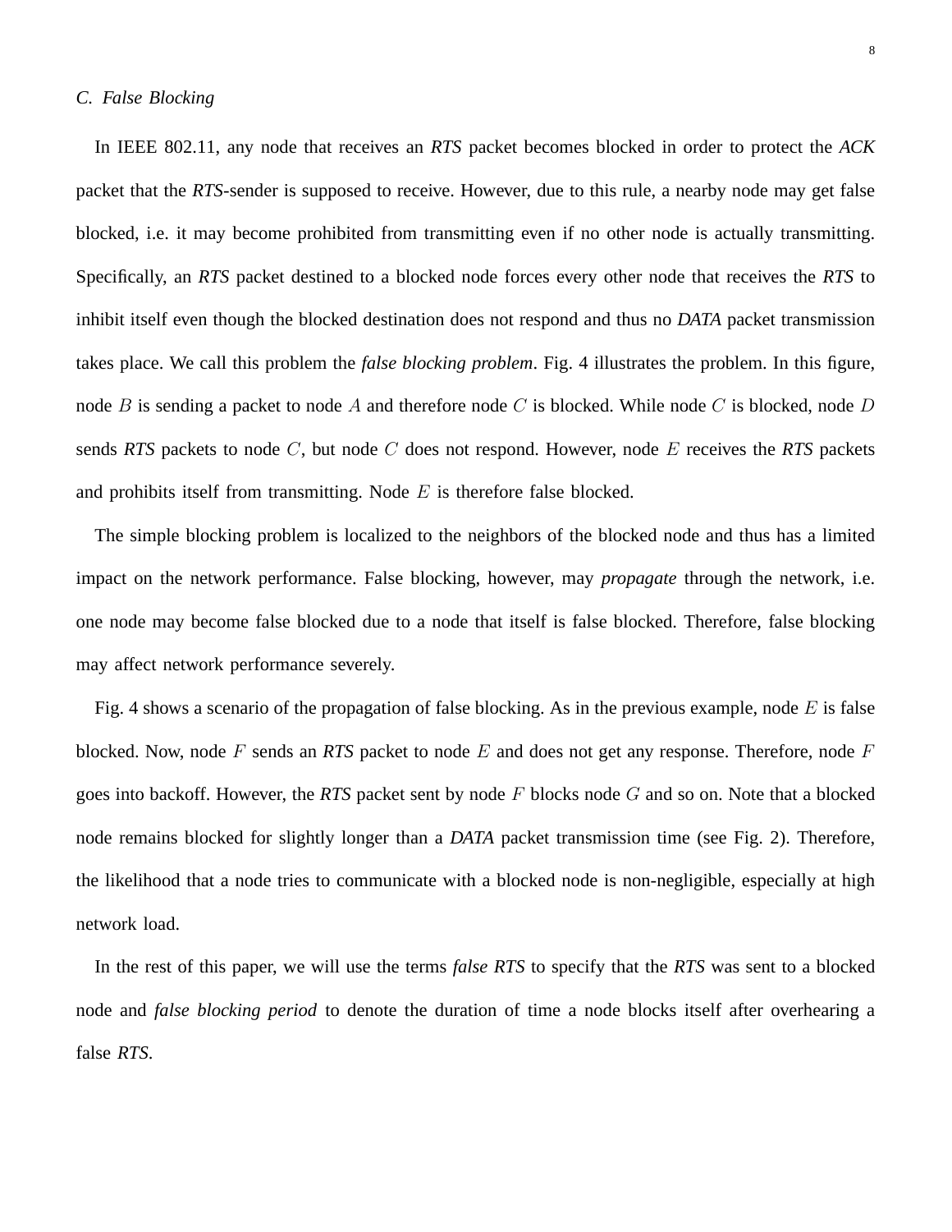### C. False Blocking

In IEEE 802.11, any node that receives an *RTS* packet becomes blocked in order to protect the *ACK* packet that the *RTS*-sender is supposed to receive. However, due to this rule, a nearby node may get false blocked, i.e. it may become prohibited from transmitting even if no other node is actually transmitting. Specifically, an *RTS* packet destined to a blocked node forces every other node that receives the *RTS* to inhibit itself even though the blocked destination does not respond and thus no *DATA* packet transmission takes place. We call this problem the *false blocking problem*. Fig. 4 illustrates the problem. In this figure, node $B$ is sending a packet to node $A$ and therefore node $C$ is blocked. While node $C$ is blocked, node $D$ sends *RTS* packets to node $C$, but node $C$ does not respond. However, node $E$ receives the *RTS* packets and prohibits itself from transmitting. Node $E$ is therefore false blocked.

The simple blocking problem is localized to the neighbors of the blocked node and thus has a limited impact on the network performance. False blocking, however, may *propagate* through the network, i.e. one node may become false blocked due to a node that itself is false blocked. Therefore, false blocking may affect network performance severely.

Fig. 4 shows a scenario of the propagation of false blocking. As in the previous example, node $E$ is false blocked. Now, node $F$ sends an *RTS* packet to node $E$ and does not get any response. Therefore, node $F$ goes into backoff. However, the *RTS* packet sent by node $F$ blocks node $G$ and so on. Note that a blocked node remains blocked for slightly longer than a *DATA* packet transmission time (see Fig. 2). Therefore, the likelihood that a node tries to communicate with a blocked node is non-negligible, especially at high network load.

In the rest of this paper, we will use the terms *false RTS* to specify that the *RTS* was sent to a blocked node and *false blocking period* to denote the duration of time a node blocks itself after overhearing a false *RTS*.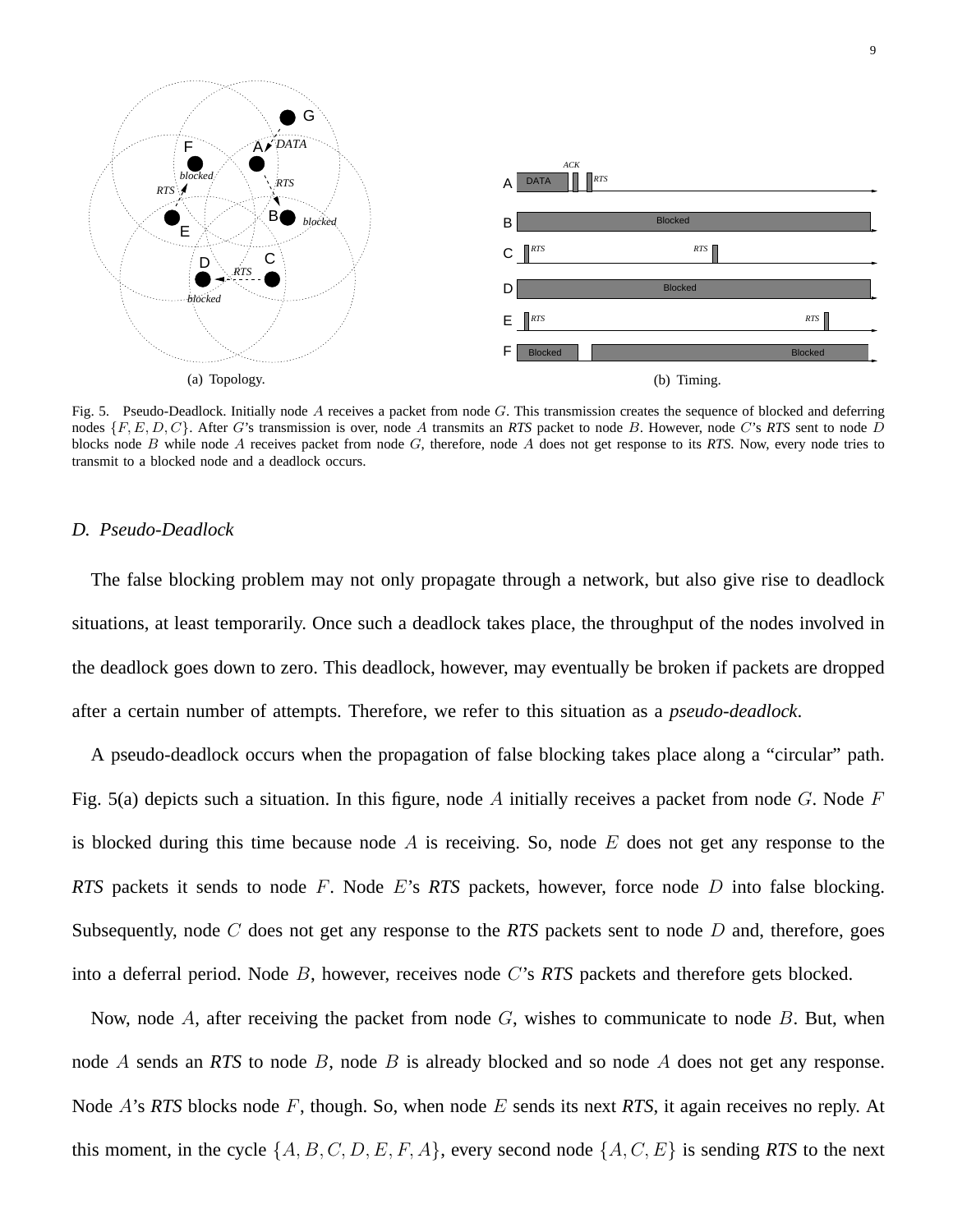(a) Topology.

(b) Timing.

Fig. 5. Pseudo-Deadlock. Initially node $A$ receives a packet from node $G$. This transmission creates the sequence of blocked and deferring nodes $\{F, E, D, C\}$. After $G$'s transmission is over, node $A$ transmits an *RTS* packet to node $B$. However, node $C$'s *RTS* sent to node $D$ blocks node $B$ while node $A$ receives packet from node $G$, therefore, node $A$ does not get response to its *RTS*. Now, every node tries to transmit to a blocked node and a deadlock occurs.

### *D. Pseudo-Deadlock*

The false blocking problem may not only propagate through a network, but also give rise to deadlock situations, at least temporarily. Once such a deadlock takes place, the throughput of the nodes involved in the deadlock goes down to zero. This deadlock, however, may eventually be broken if packets are dropped after a certain number of attempts. Therefore, we refer to this situation as a *pseudo-deadlock*.

A pseudo-deadlock occurs when the propagation of false blocking takes place along a "circular" path. Fig. 5(a) depicts such a situation. In this figure, node $A$ initially receives a packet from node $G$. Node $F$ is blocked during this time because node $A$ is receiving. So, node $E$ does not get any response to the *RTS* packets it sends to node $F$. Node $E$'s *RTS* packets, however, force node $D$ into false blocking. Subsequently, node $C$ does not get any response to the *RTS* packets sent to node $D$ and, therefore, goes into a deferral period. Node $B$, however, receives node $C$'s *RTS* packets and therefore gets blocked.

Now, node $A$, after receiving the packet from node $G$, wishes to communicate to node $B$. But, when node $A$ sends an *RTS* to node $B$, node $B$ is already blocked and so node $A$ does not get any response. Node $A$'s *RTS* blocks node $F$, though. So, when node $E$ sends its next *RTS*, it again receives no reply. At this moment, in the cycle $\{A, B, C, D, E, F, A\}$, every second node $\{A, C, E\}$ is sending *RTS* to the next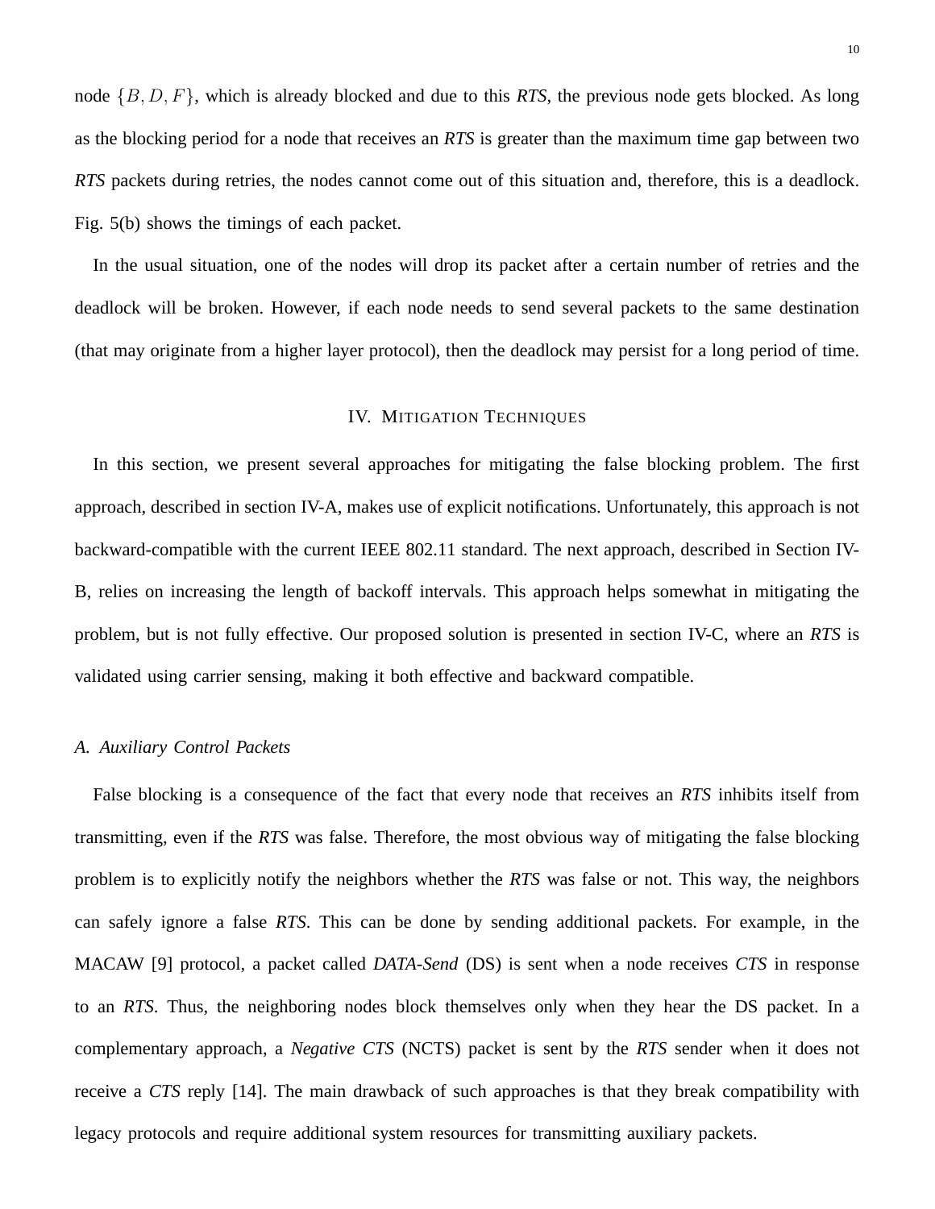node $\{B, D, F\}$, which is already blocked and due to this *RTS*, the previous node gets blocked. As long as the blocking period for a node that receives an *RTS* is greater than the maximum time gap between two *RTS* packets during retries, the nodes cannot come out of this situation and, therefore, this is a deadlock. Fig. 5(b) shows the timings of each packet.

In the usual situation, one of the nodes will drop its packet after a certain number of retries and the deadlock will be broken. However, if each node needs to send several packets to the same destination (that may originate from a higher layer protocol), then the deadlock may persist for a long period of time.

## IV. Mitigation Techniques

In this section, we present several approaches for mitigating the false blocking problem. The first approach, described in section IV-A, makes use of explicit notifications. Unfortunately, this approach is not backward-compatible with the current IEEE 802.11 standard. The next approach, described in Section IV-B, relies on increasing the length of backoff intervals. This approach helps somewhat in mitigating the problem, but is not fully effective. Our proposed solution is presented in section IV-C, where an *RTS* is validated using carrier sensing, making it both effective and backward compatible.

### A. Auxiliary Control Packets

False blocking is a consequence of the fact that every node that receives an *RTS* inhibits itself from transmitting, even if the *RTS* was false. Therefore, the most obvious way of mitigating the false blocking problem is to explicitly notify the neighbors whether the *RTS* was false or not. This way, the neighbors can safely ignore a false *RTS*. This can be done by sending additional packets. For example, in the MACAW [9] protocol, a packet called *DATA-Send* (DS) is sent when a node receives *CTS* in response to an *RTS*. Thus, the neighboring nodes block themselves only when they hear the DS packet. In a complementary approach, a *Negative CTS* (NCTS) packet is sent by the *RTS* sender when it does not receive a *CTS* reply [14]. The main drawback of such approaches is that they break compatibility with legacy protocols and require additional system resources for transmitting auxiliary packets.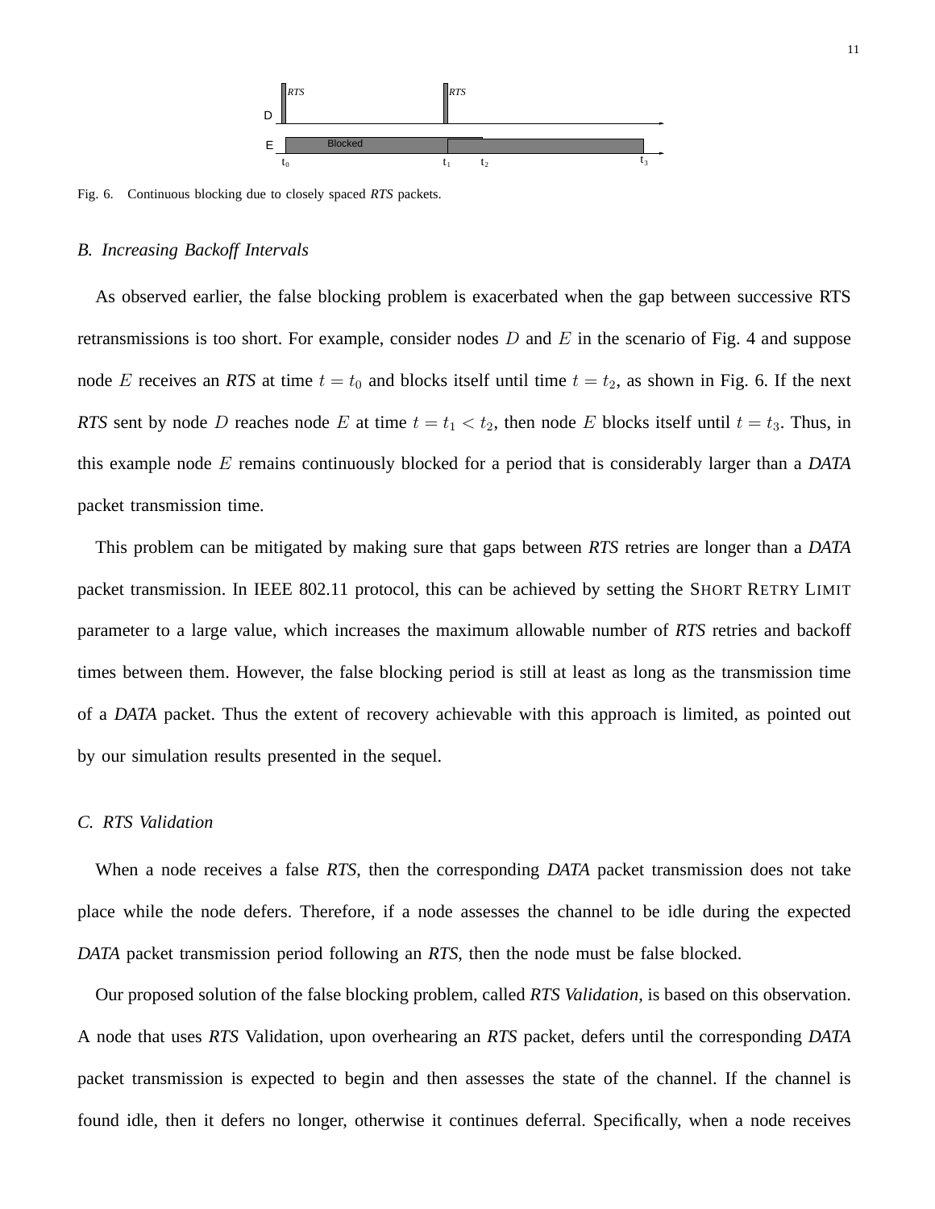Fig. 6. Continuous blocking due to closely spaced *RTS* packets.

### B. Increasing Backoff Intervals

As observed earlier, the false blocking problem is exacerbated when the gap between successive RTS retransmissions is too short. For example, consider nodes $D$ and $E$ in the scenario of Fig. 4 and suppose node $E$ receives an *RTS* at time $t = t_0$ and blocks itself until time $t = t_2$, as shown in Fig. 6. If the next *RTS* sent by node $D$ reaches node $E$ at time $t = t_1 < t_2$, then node $E$ blocks itself until $t = t_3$. Thus, in this example node $E$ remains continuously blocked for a period that is considerably larger than a *DATA* packet transmission time.

This problem can be mitigated by making sure that gaps between *RTS* retries are longer than a *DATA* packet transmission. In IEEE 802.11 protocol, this can be achieved by setting the SHORT RETRY LIMIT parameter to a large value, which increases the maximum allowable number of *RTS* retries and backoff times between them. However, the false blocking period is still at least as long as the transmission time of a *DATA* packet. Thus the extent of recovery achievable with this approach is limited, as pointed out by our simulation results presented in the sequel.

### C. RTS Validation

When a node receives a false *RTS*, then the corresponding *DATA* packet transmission does not take place while the node defers. Therefore, if a node assesses the channel to be idle during the expected *DATA* packet transmission period following an *RTS*, then the node must be false blocked.

Our proposed solution of the false blocking problem, called *RTS Validation*, is based on this observation. A node that uses *RTS* Validation, upon overhearing an *RTS* packet, defers until the corresponding *DATA* packet transmission is expected to begin and then assesses the state of the channel. If the channel is found idle, then it defers no longer, otherwise it continues deferral. Specifically, when a node receives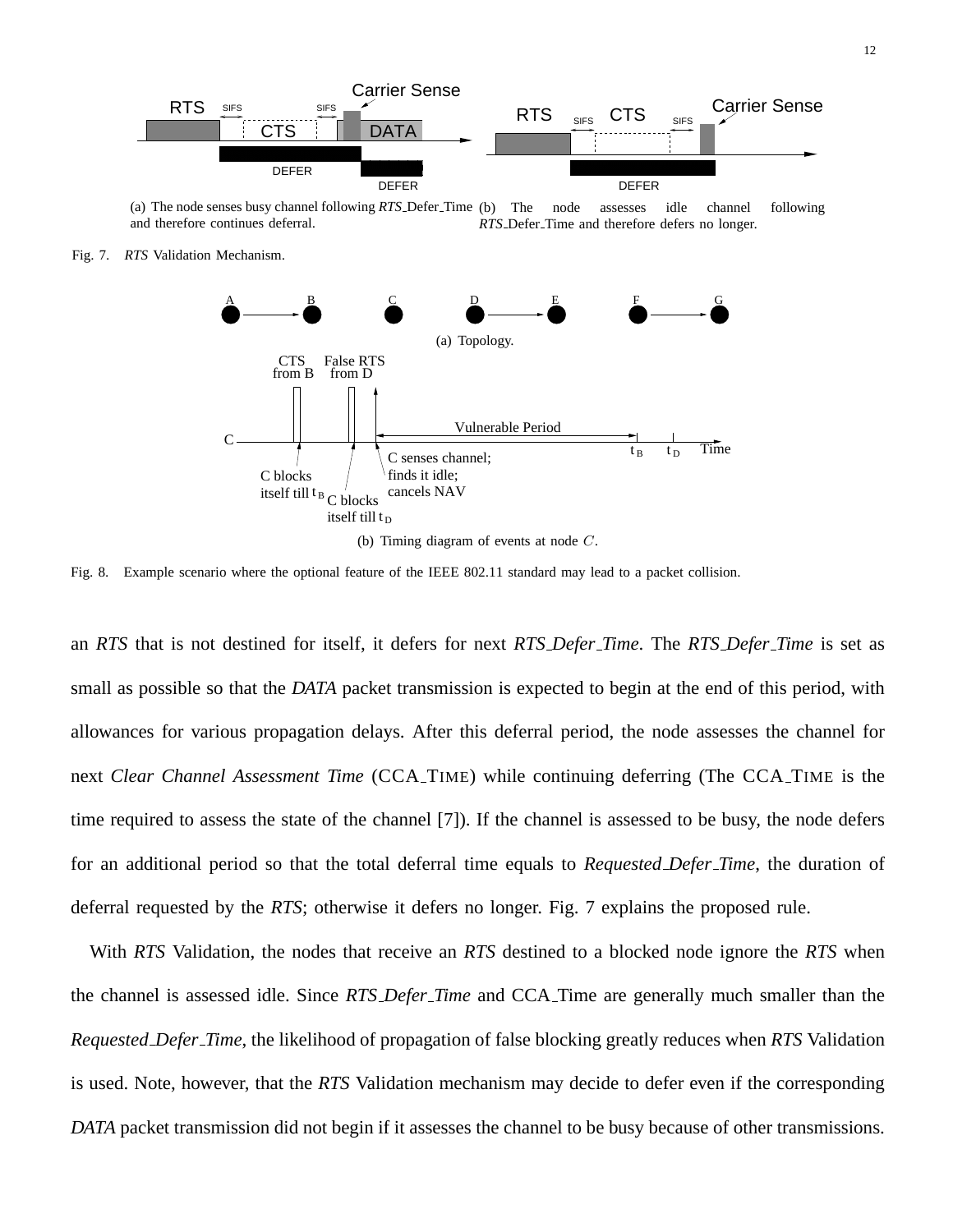(a) The node senses busy channel following *RTS_Defer_Time* and therefore continues deferral.

(b) The node assesses idle channel following *RTS_Defer_Time* and therefore defers no longer.

Fig. 7. *RTS* Validation Mechanism.

(a) Topology.

(b) Timing diagram of events at node $C$.

Fig. 8. Example scenario where the optional feature of the IEEE 802.11 standard may lead to a packet collision.

an *RTS* that is not destined for itself, it defers for next *RTS_Defer_Time*. The *RTS_Defer_Time* is set as small as possible so that the *DATA* packet transmission is expected to begin at the end of this period, with allowances for various propagation delays. After this deferral period, the node assesses the channel for next *Clear Channel Assessment Time* (CCA_TIME) while continuing deferring (The CCA_TIME is the time required to assess the state of the channel [7]). If the channel is assessed to be busy, the node defers for an additional period so that the total deferral time equals to *Requested_Defer_Time*, the duration of deferral requested by the *RTS*; otherwise it defers no longer. Fig. 7 explains the proposed rule.

With *RTS* Validation, the nodes that receive an *RTS* destined to a blocked node ignore the *RTS* when the channel is assessed idle. Since *RTS_Defer_Time* and CCA_Time are generally much smaller than the *Requested_Defer_Time*, the likelihood of propagation of false blocking greatly reduces when *RTS* Validation is used. Note, however, that the *RTS* Validation mechanism may decide to defer even if the corresponding *DATA* packet transmission did not begin if it assesses the channel to be busy because of other transmissions.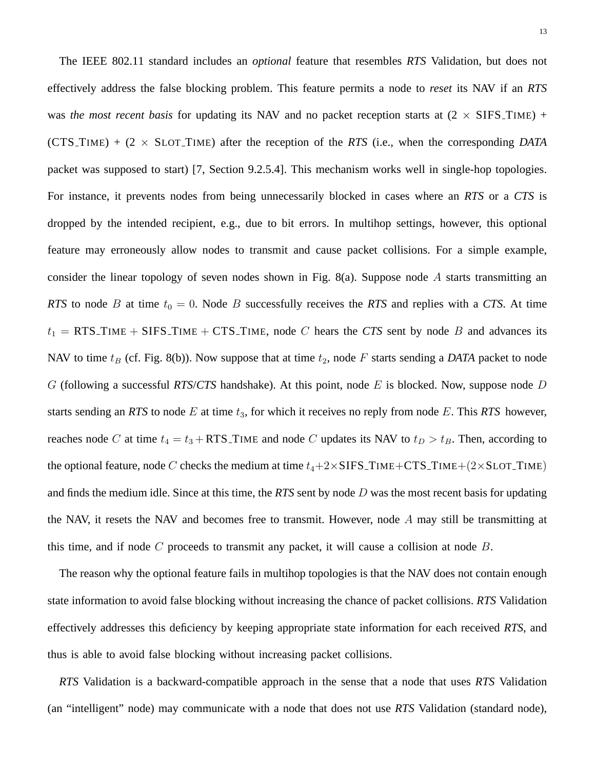The IEEE 802.11 standard includes an *optional* feature that resembles ***RTS*** Validation, but does not effectively address the false blocking problem. This feature permits a node to *reset* its NAV if an ***RTS*** was *the most recent basis* for updating its NAV and no packet reception starts at (2 × SIFS_TIME) + (CTS_TIME) + (2 × SLOT_TIME) after the reception of the ***RTS*** (i.e., when the corresponding ***DATA*** packet was supposed to start) [7, Section 9.2.5.4]. This mechanism works well in single-hop topologies. For instance, it prevents nodes from being unnecessarily blocked in cases where an ***RTS*** or a ***CTS*** is dropped by the intended recipient, e.g., due to bit errors. In multihop settings, however, this optional feature may erroneously allow nodes to transmit and cause packet collisions. For a simple example, consider the linear topology of seven nodes shown in Fig. 8(a). Suppose node $A$ starts transmitting an ***RTS*** to node $B$ at time $t_0 = 0$. Node $B$ successfully receives the ***RTS*** and replies with a ***CTS***. At time $t_1 = \text{RTS\_TIME} + \text{SIFS\_TIME} + \text{CTS\_TIME}$, node $C$ hears the ***CTS*** sent by node $B$ and advances its NAV to time $t_B$ (cf. Fig. 8(b)). Now suppose that at time $t_2$, node $F$ starts sending a ***DATA*** packet to node $G$ (following a successful ***RTS***/***CTS*** handshake). At this point, node $E$ is blocked. Now, suppose node $D$ starts sending an ***RTS*** to node $E$ at time $t_3$, for which it receives no reply from node $E$. This ***RTS*** however, reaches node $C$ at time $t_4 = t_3 + \text{RTS\_TIME}$ and node $C$ updates its NAV to $t_D > t_B$. Then, according to the optional feature, node $C$ checks the medium at time $t_4 + 2 \times \text{SIFS\_TIME} + \text{CTS\_TIME} + (2 \times \text{SLOT\_TIME})$ and finds the medium idle. Since at this time, the ***RTS*** sent by node $D$ was the most recent basis for updating the NAV, it resets the NAV and becomes free to transmit. However, node $A$ may still be transmitting at this time, and if node $C$ proceeds to transmit any packet, it will cause a collision at node $B$.

The reason why the optional feature fails in multihop topologies is that the NAV does not contain enough state information to avoid false blocking without increasing the chance of packet collisions. ***RTS*** Validation effectively addresses this deficiency by keeping appropriate state information for each received ***RTS***, and thus is able to avoid false blocking without increasing packet collisions.

***RTS*** Validation is a backward-compatible approach in the sense that a node that uses ***RTS*** Validation (an "intelligent" node) may communicate with a node that does not use ***RTS*** Validation (standard node),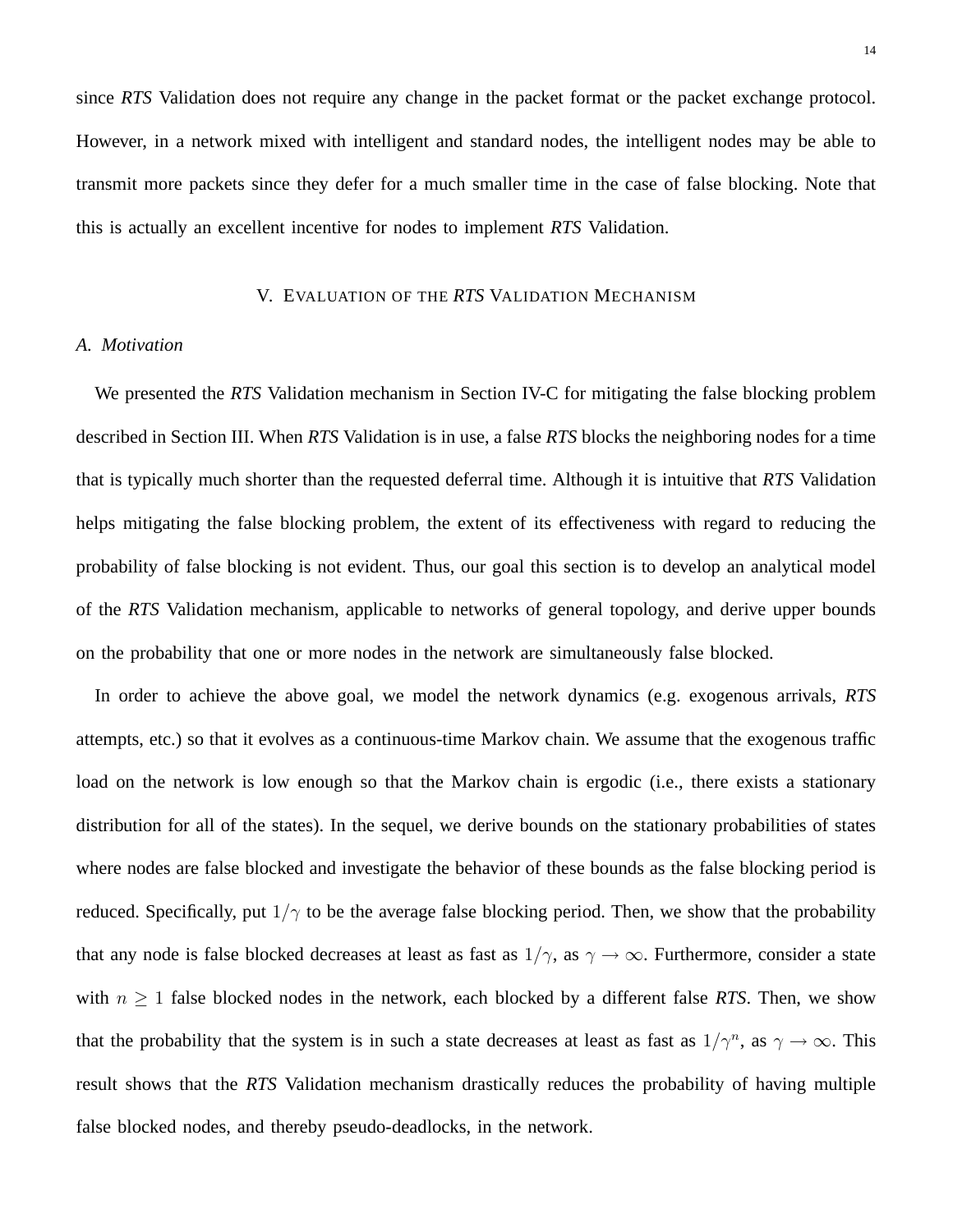since *RTS* Validation does not require any change in the packet format or the packet exchange protocol. However, in a network mixed with intelligent and standard nodes, the intelligent nodes may be able to transmit more packets since they defer for a much smaller time in the case of false blocking. Note that this is actually an excellent incentive for nodes to implement *RTS* Validation.

## V. Evaluation of the *RTS* Validation Mechanism

### A. Motivation

We presented the *RTS* Validation mechanism in Section IV-C for mitigating the false blocking problem described in Section III. When *RTS* Validation is in use, a false *RTS* blocks the neighboring nodes for a time that is typically much shorter than the requested deferral time. Although it is intuitive that *RTS* Validation helps mitigating the false blocking problem, the extent of its effectiveness with regard to reducing the probability of false blocking is not evident. Thus, our goal this section is to develop an analytical model of the *RTS* Validation mechanism, applicable to networks of general topology, and derive upper bounds on the probability that one or more nodes in the network are simultaneously false blocked.

In order to achieve the above goal, we model the network dynamics (e.g. exogenous arrivals, *RTS* attempts, etc.) so that it evolves as a continuous-time Markov chain. We assume that the exogenous traffic load on the network is low enough so that the Markov chain is ergodic (i.e., there exists a stationary distribution for all of the states). In the sequel, we derive bounds on the stationary probabilities of states where nodes are false blocked and investigate the behavior of these bounds as the false blocking period is reduced. Specifically, put $1/\gamma$ to be the average false blocking period. Then, we show that the probability that any node is false blocked decreases at least as fast as $1/\gamma$, as $\gamma \to \infty$. Furthermore, consider a state with $n \geq 1$ false blocked nodes in the network, each blocked by a different false *RTS*. Then, we show that the probability that the system is in such a state decreases at least as fast as $1/\gamma^n$, as $\gamma \to \infty$. This result shows that the *RTS* Validation mechanism drastically reduces the probability of having multiple false blocked nodes, and thereby pseudo-deadlocks, in the network.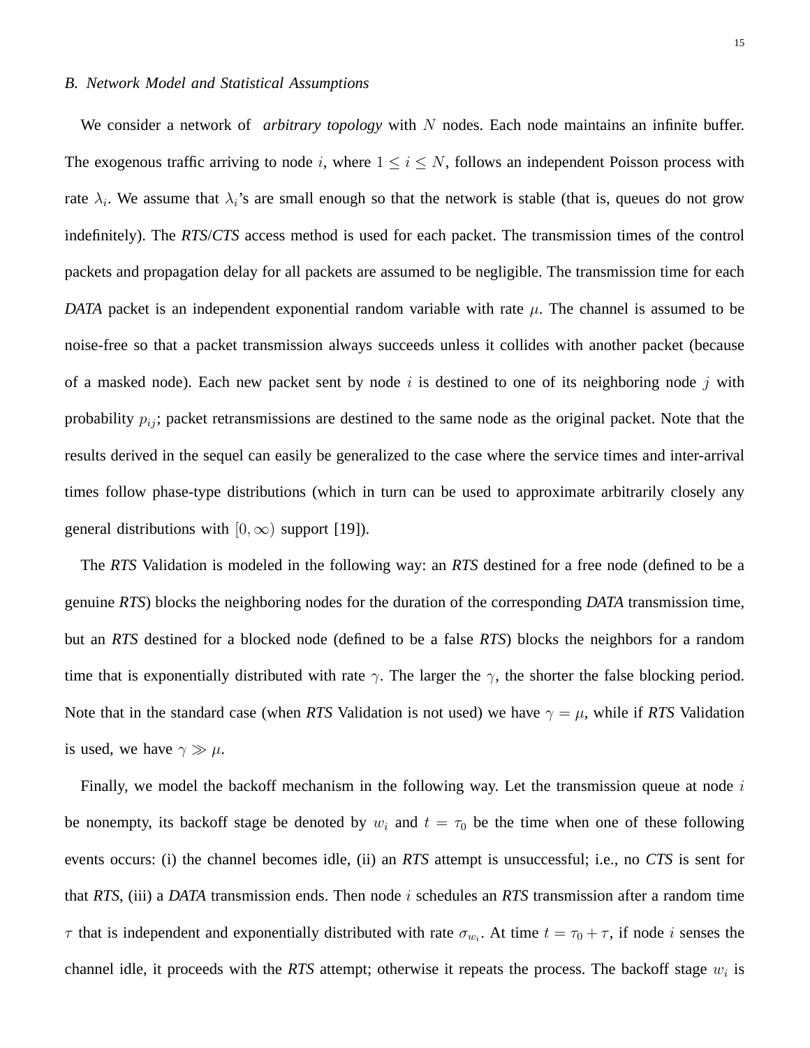### B. Network Model and Statistical Assumptions

We consider a network of *arbitrary topology* with $N$ nodes. Each node maintains an infinite buffer. The exogenous traffic arriving to node $i$, where $1 \leq i \leq N$, follows an independent Poisson process with rate $\lambda_i$. We assume that $\lambda_i$'s are small enough so that the network is stable (that is, queues do not grow indefinitely). The *RTS*/*CTS* access method is used for each packet. The transmission times of the control packets and propagation delay for all packets are assumed to be negligible. The transmission time for each *DATA* packet is an independent exponential random variable with rate $\mu$. The channel is assumed to be noise-free so that a packet transmission always succeeds unless it collides with another packet (because of a masked node). Each new packet sent by node $i$ is destined to one of its neighboring node $j$ with probability $p_{ij}$; packet retransmissions are destined to the same node as the original packet. Note that the results derived in the sequel can easily be generalized to the case where the service times and inter-arrival times follow phase-type distributions (which in turn can be used to approximate arbitrarily closely any general distributions with $[0, \infty)$ support [19]).

The *RTS* Validation is modeled in the following way: an *RTS* destined for a free node (defined to be a genuine *RTS*) blocks the neighboring nodes for the duration of the corresponding *DATA* transmission time, but an *RTS* destined for a blocked node (defined to be a false *RTS*) blocks the neighbors for a random time that is exponentially distributed with rate $\gamma$. The larger the $\gamma$, the shorter the false blocking period. Note that in the standard case (when *RTS* Validation is not used) we have $\gamma = \mu$, while if *RTS* Validation is used, we have $\gamma \gg \mu$.

Finally, we model the backoff mechanism in the following way. Let the transmission queue at node $i$ be nonempty, its backoff stage be denoted by $w_i$ and $t = \tau_0$ be the time when one of these following events occurs: (i) the channel becomes idle, (ii) an *RTS* attempt is unsuccessful; i.e., no *CTS* is sent for that *RTS*, (iii) a *DATA* transmission ends. Then node $i$ schedules an *RTS* transmission after a random time $\tau$ that is independent and exponentially distributed with rate $\sigma_{w_i}$. At time $t = \tau_0 + \tau$, if node $i$ senses the channel idle, it proceeds with the *RTS* attempt; otherwise it repeats the process. The backoff stage $w_i$ is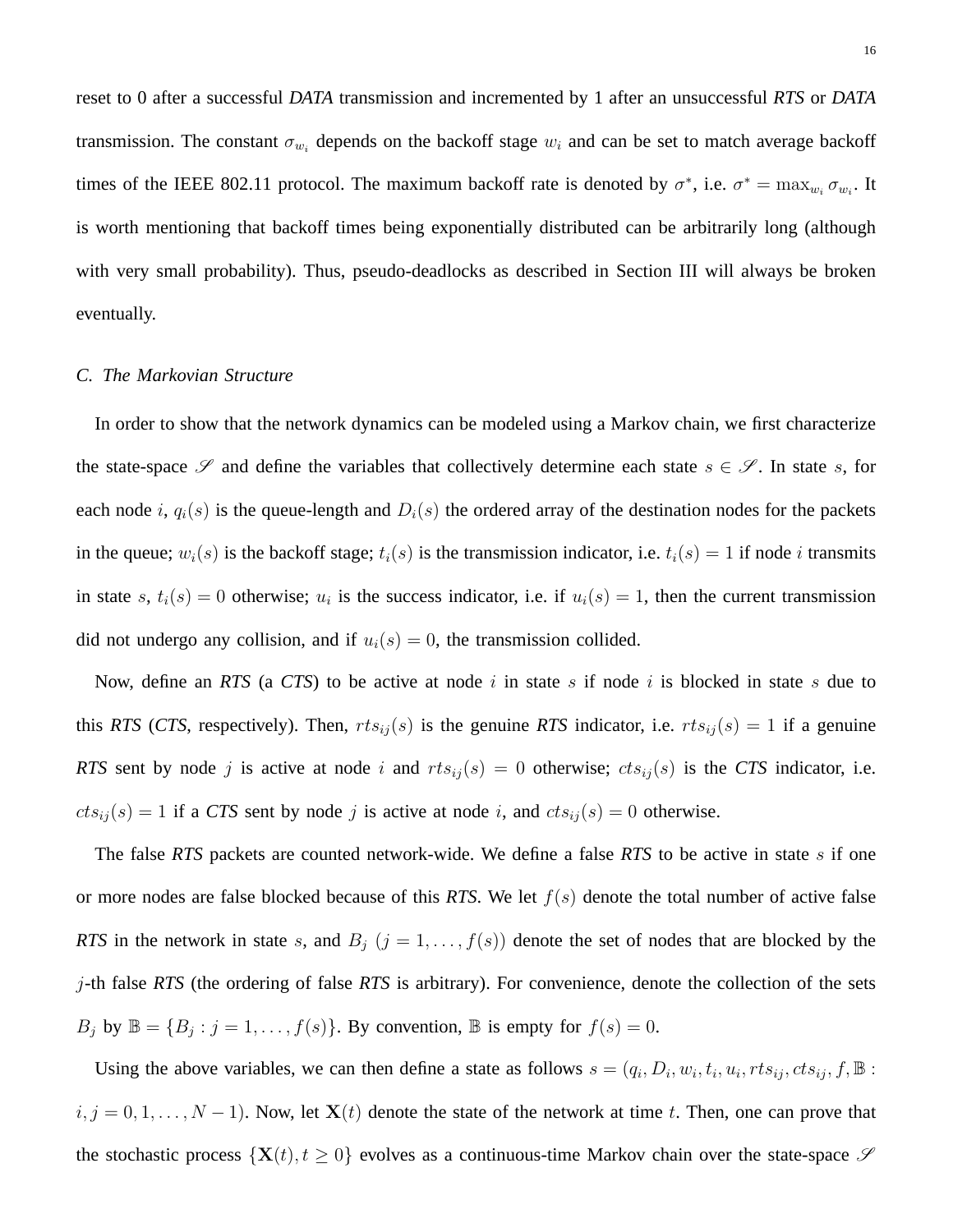reset to 0 after a successful *DATA* transmission and incremented by 1 after an unsuccessful *RTS* or *DATA* transmission. The constant $\sigma_{w_i}$ depends on the backoff stage $w_i$ and can be set to match average backoff times of the IEEE 802.11 protocol. The maximum backoff rate is denoted by $\sigma^*$, i.e. $\sigma^* = \max_{w_i} \sigma_{w_i}$. It is worth mentioning that backoff times being exponentially distributed can be arbitrarily long (although with very small probability). Thus, pseudo-deadlocks as described in Section III will always be broken eventually.

### C. The Markovian Structure

In order to show that the network dynamics can be modeled using a Markov chain, we first characterize the state-space $\mathscr{S}$ and define the variables that collectively determine each state $s \in \mathscr{S}$. In state $s$, for each node $i$, $q_i(s)$ is the queue-length and $D_i(s)$ the ordered array of the destination nodes for the packets in the queue; $w_i(s)$ is the backoff stage; $t_i(s)$ is the transmission indicator, i.e. $t_i(s) = 1$ if node $i$ transmits in state $s$, $t_i(s) = 0$ otherwise; $u_i$ is the success indicator, i.e. if $u_i(s) = 1$, then the current transmission did not undergo any collision, and if $u_i(s) = 0$, the transmission collided.

Now, define an *RTS* (a *CTS*) to be active at node $i$ in state $s$ if node $i$ is blocked in state $s$ due to this *RTS* (*CTS*, respectively). Then, $rts_{ij}(s)$ is the genuine *RTS* indicator, i.e. $rts_{ij}(s) = 1$ if a genuine *RTS* sent by node $j$ is active at node $i$ and $rts_{ij}(s) = 0$ otherwise; $cts_{ij}(s)$ is the *CTS* indicator, i.e. $cts_{ij}(s) = 1$ if a *CTS* sent by node $j$ is active at node $i$, and $cts_{ij}(s) = 0$ otherwise.

The false *RTS* packets are counted network-wide. We define a false *RTS* to be active in state $s$ if one or more nodes are false blocked because of this *RTS*. We let $f(s)$ denote the total number of active false *RTS* in the network in state $s$, and $B_j$ $(j = 1, \ldots, f(s))$ denote the set of nodes that are blocked by the $j$-th false *RTS* (the ordering of false *RTS* is arbitrary). For convenience, denote the collection of the sets $B_j$ by $\mathbb{B} = \{B_j : j = 1, \ldots, f(s)\}$. By convention, $\mathbb{B}$ is empty for $f(s) = 0$.

Using the above variables, we can then define a state as follows $s = (q_i, D_i, w_i, t_i, u_i, rts_{ij}, cts_{ij}, f, \mathbb{B} : i, j = 0, 1, \ldots, N-1)$. Now, let $\mathbf{X}(t)$ denote the state of the network at time $t$. Then, one can prove that the stochastic process $\{\mathbf{X}(t), t \geq 0\}$ evolves as a continuous-time Markov chain over the state-space $\mathscr{S}$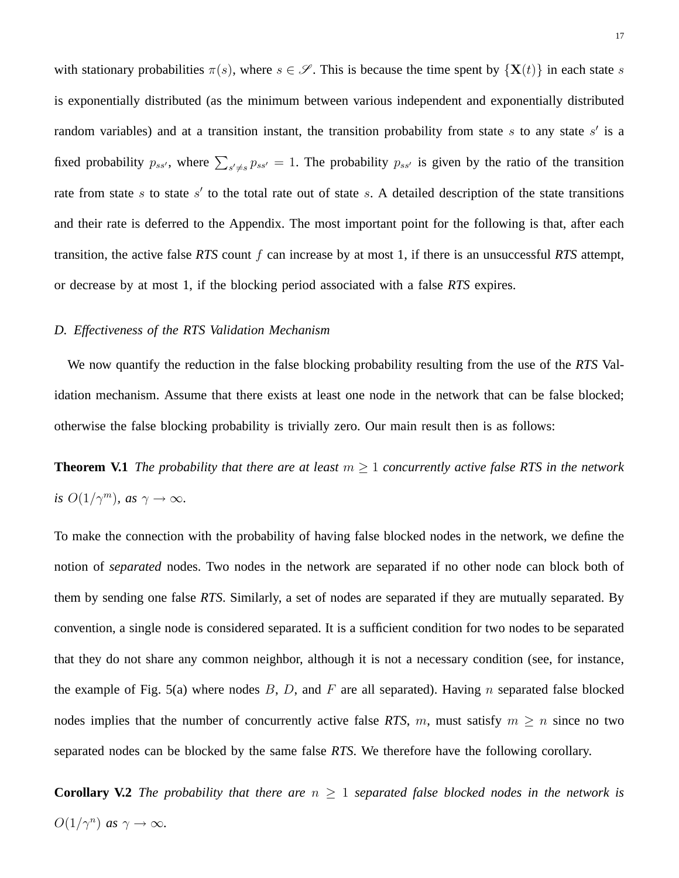with stationary probabilities $\pi(s)$, where $s \in \mathscr{S}$. This is because the time spent by $\{\mathbf{X}(t)\}$ in each state $s$ is exponentially distributed (as the minimum between various independent and exponentially distributed random variables) and at a transition instant, the transition probability from state $s$ to any state $s'$ is a fixed probability $p_{ss'}$, where $\sum_{s' \neq s} p_{ss'} = 1$. The probability $p_{ss'}$ is given by the ratio of the transition rate from state $s$ to state $s'$ to the total rate out of state $s$. A detailed description of the state transitions and their rate is deferred to the Appendix. The most important point for the following is that, after each transition, the active false *RTS* count $f$ can increase by at most 1, if there is an unsuccessful *RTS* attempt, or decrease by at most 1, if the blocking period associated with a false *RTS* expires.

### D. Effectiveness of the RTS Validation Mechanism

We now quantify the reduction in the false blocking probability resulting from the use of the *RTS* Validation mechanism. Assume that there exists at least one node in the network that can be false blocked; otherwise the false blocking probability is trivially zero. Our main result then is as follows:

**Theorem V.1** *The probability that there are at least $m \geq 1$ concurrently active false RTS in the network is $O(1/\gamma^m)$, as $\gamma \to \infty$.*

To make the connection with the probability of having false blocked nodes in the network, we define the notion of *separated* nodes. Two nodes in the network are separated if no other node can block both of them by sending one false *RTS*. Similarly, a set of nodes are separated if they are mutually separated. By convention, a single node is considered separated. It is a sufficient condition for two nodes to be separated that they do not share any common neighbor, although it is not a necessary condition (see, for instance, the example of Fig. 5(a) where nodes $B$, $D$, and $F$ are all separated). Having $n$ separated false blocked nodes implies that the number of concurrently active false *RTS*, $m$, must satisfy $m \geq n$ since no two separated nodes can be blocked by the same false *RTS*. We therefore have the following corollary.

**Corollary V.2** *The probability that there are $n \geq 1$ separated false blocked nodes in the network is $O(1/\gamma^n)$ as $\gamma \to \infty$.*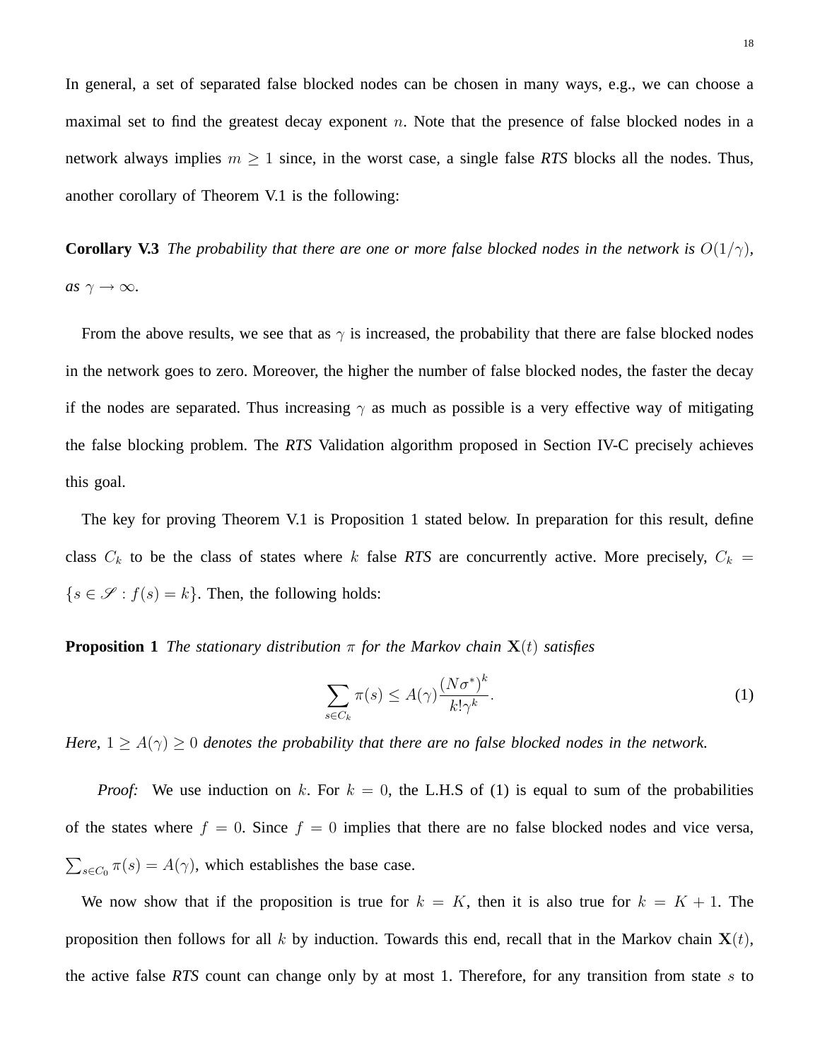In general, a set of separated false blocked nodes can be chosen in many ways, e.g., we can choose a maximal set to find the greatest decay exponent $n$. Note that the presence of false blocked nodes in a network always implies $m \geq 1$ since, in the worst case, a single false *RTS* blocks all the nodes. Thus, another corollary of Theorem V.1 is the following:

**Corollary V.3** *The probability that there are one or more false blocked nodes in the network is $O(1/\gamma)$, as $\gamma \to \infty$.*

From the above results, we see that as $\gamma$ is increased, the probability that there are false blocked nodes in the network goes to zero. Moreover, the higher the number of false blocked nodes, the faster the decay if the nodes are separated. Thus increasing $\gamma$ as much as possible is a very effective way of mitigating the false blocking problem. The *RTS* Validation algorithm proposed in Section IV-C precisely achieves this goal.

The key for proving Theorem V.1 is Proposition 1 stated below. In preparation for this result, define class $C_k$ to be the class of states where $k$ false *RTS* are concurrently active. More precisely, $C_k = \{s \in \mathscr{S} : f(s) = k\}$. Then, the following holds:

**Proposition 1** *The stationary distribution $\pi$ for the Markov chain $\mathbf{X}(t)$ satisfies*

$$\sum_{s \in C_k} \pi(s) \leq A(\gamma) \frac{(N\sigma^*)^k}{k! \gamma^k}. \tag{1}$$

*Here, $1 \geq A(\gamma) \geq 0$ denotes the probability that there are no false blocked nodes in the network.*

*Proof:* We use induction on $k$. For $k = 0$, the L.H.S of (1) is equal to sum of the probabilities of the states where $f = 0$. Since $f = 0$ implies that there are no false blocked nodes and vice versa, $\sum_{s \in C_0} \pi(s) = A(\gamma)$, which establishes the base case.

We now show that if the proposition is true for $k = K$, then it is also true for $k = K + 1$. The proposition then follows for all $k$ by induction. Towards this end, recall that in the Markov chain $\mathbf{X}(t)$, the active false *RTS* count can change only by at most 1. Therefore, for any transition from state $s$ to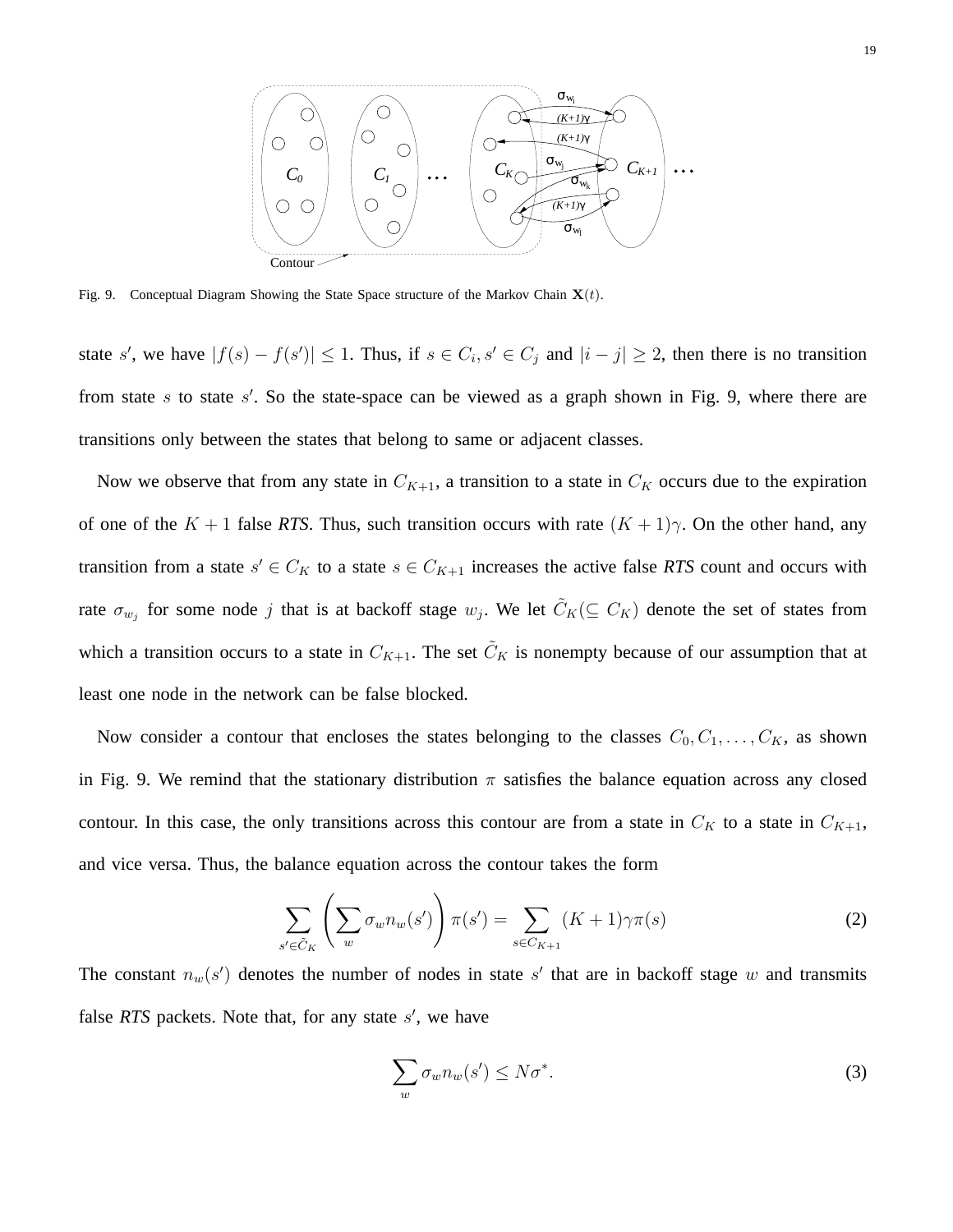Fig. 9. Conceptual Diagram Showing the State Space structure of the Markov Chain $\mathbf{X}(t)$.

state $s'$, we have $|f(s) - f(s')| \leq 1$. Thus, if $s \in C_i, s' \in C_j$ and $|i - j| \geq 2$, then there is no transition from state $s$ to state $s'$. So the state-space can be viewed as a graph shown in Fig. 9, where there are transitions only between the states that belong to same or adjacent classes.

Now we observe that from any state in $C_{K+1}$, a transition to a state in $C_K$ occurs due to the expiration of one of the $K + 1$ false ***RTS***. Thus, such transition occurs with rate $(K + 1)\gamma$. On the other hand, any transition from a state $s' \in C_K$ to a state $s \in C_{K+1}$ increases the active false ***RTS*** count and occurs with rate $\sigma_{w_j}$ for some node $j$ that is at backoff stage $w_j$. We let $\tilde{C}_K (\subseteq C_K)$ denote the set of states from which a transition occurs to a state in $C_{K+1}$. The set $\tilde{C}_K$ is nonempty because of our assumption that at least one node in the network can be false blocked.

Now consider a contour that encloses the states belonging to the classes $C_0, C_1, \ldots, C_K$, as shown in Fig. 9. We remind that the stationary distribution $\pi$ satisfies the balance equation across any closed contour. In this case, the only transitions across this contour are from a state in $C_K$ to a state in $C_{K+1}$, and vice versa. Thus, the balance equation across the contour takes the form

$$\sum_{s' \in \tilde{C}_K} \left( \sum_w \sigma_w n_w(s') \right) \pi(s') = \sum_{s \in C_{K+1}} (K+1)\gamma \pi(s) \tag{2}$$

The constant $n_w(s')$ denotes the number of nodes in state $s'$ that are in backoff stage $w$ and transmits false ***RTS*** packets. Note that, for any state $s'$, we have

$$\sum_w \sigma_w n_w(s') \leq N\sigma^*. \tag{3}$$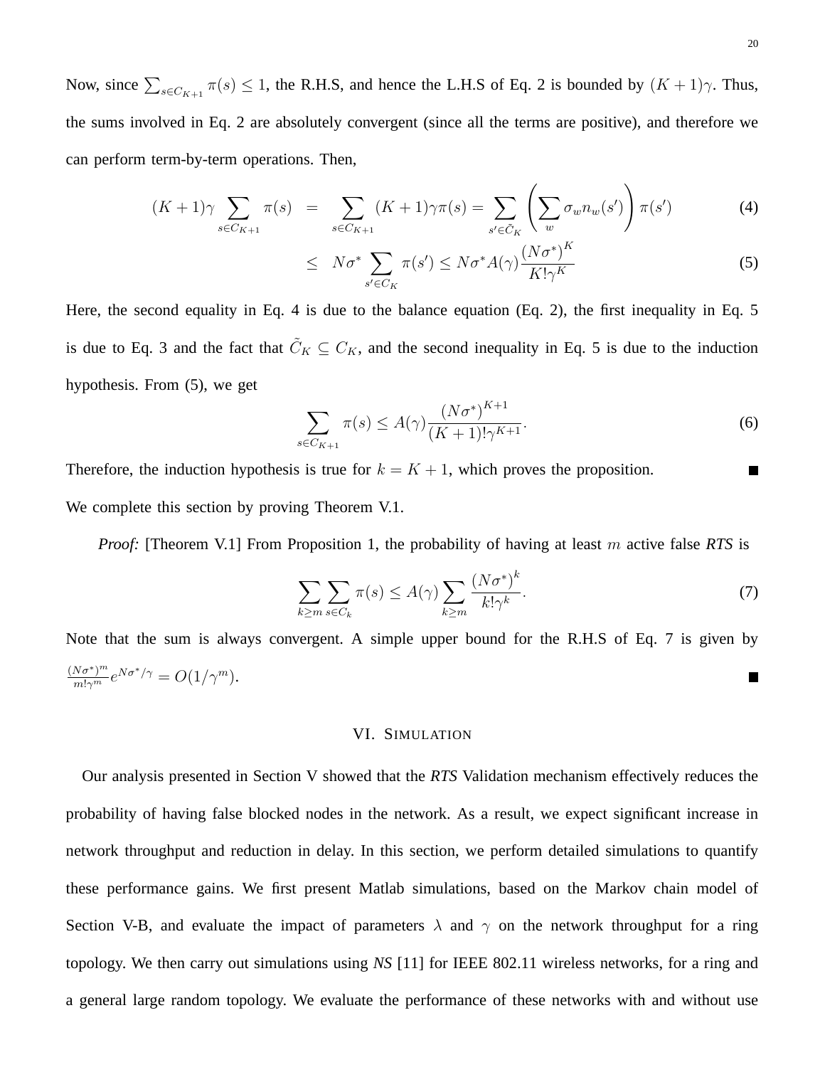Now, since $\sum_{s \in C_{K+1}} \pi(s) \leq 1$, the R.H.S, and hence the L.H.S of Eq. 2 is bounded by $(K+1)\gamma$. Thus, the sums involved in Eq. 2 are absolutely convergent (since all the terms are positive), and therefore we can perform term-by-term operations. Then,

$$
\begin{aligned}
(K+1)\gamma \sum_{s \in C_{K+1}} \pi(s) &= \sum_{s \in C_{K+1}} (K+1)\gamma\pi(s) = \sum_{s' \in \tilde{C}_K} \left( \sum_w \sigma_w n_w(s') \right) \pi(s') &\quad (4) \\
&\leq N\sigma^* \sum_{s' \in C_K} \pi(s') \leq N\sigma^* A(\gamma) \frac{(N\sigma^*)^K}{K!\gamma^K} &\quad (5)
\end{aligned}
$$

Here, the second equality in Eq. 4 is due to the balance equation (Eq. 2), the first inequality in Eq. 5 is due to Eq. 3 and the fact that $\tilde{C}_K \subseteq C_K$, and the second inequality in Eq. 5 is due to the induction hypothesis. From (5), we get

$$
\sum_{s \in C_{K+1}} \pi(s) \leq A(\gamma) \frac{(N\sigma^*)^{K+1}}{(K+1)!\gamma^{K+1}}. \quad (6)
$$

Therefore, the induction hypothesis is true for $k = K+1$, which proves the proposition. ■

We complete this section by proving Theorem V.1.

*Proof:* [Theorem V.1] From Proposition 1, the probability of having at least $m$ active false *RTS* is

$$
\sum_{k \geq m} \sum_{s \in C_k} \pi(s) \leq A(\gamma) \sum_{k \geq m} \frac{(N\sigma^*)^k}{k!\gamma^k}. \quad (7)
$$

Note that the sum is always convergent. A simple upper bound for the R.H.S of Eq. 7 is given by $\frac{(N\sigma^*)^m}{m!\gamma^m} e^{N\sigma^*/\gamma} = O(1/\gamma^m)$. ■

## VI. Simulation

Our analysis presented in Section V showed that the *RTS* Validation mechanism effectively reduces the probability of having false blocked nodes in the network. As a result, we expect significant increase in network throughput and reduction in delay. In this section, we perform detailed simulations to quantify these performance gains. We first present Matlab simulations, based on the Markov chain model of Section V-B, and evaluate the impact of parameters $\lambda$ and $\gamma$ on the network throughput for a ring topology. We then carry out simulations using *NS* [11] for IEEE 802.11 wireless networks, for a ring and a general large random topology. We evaluate the performance of these networks with and without use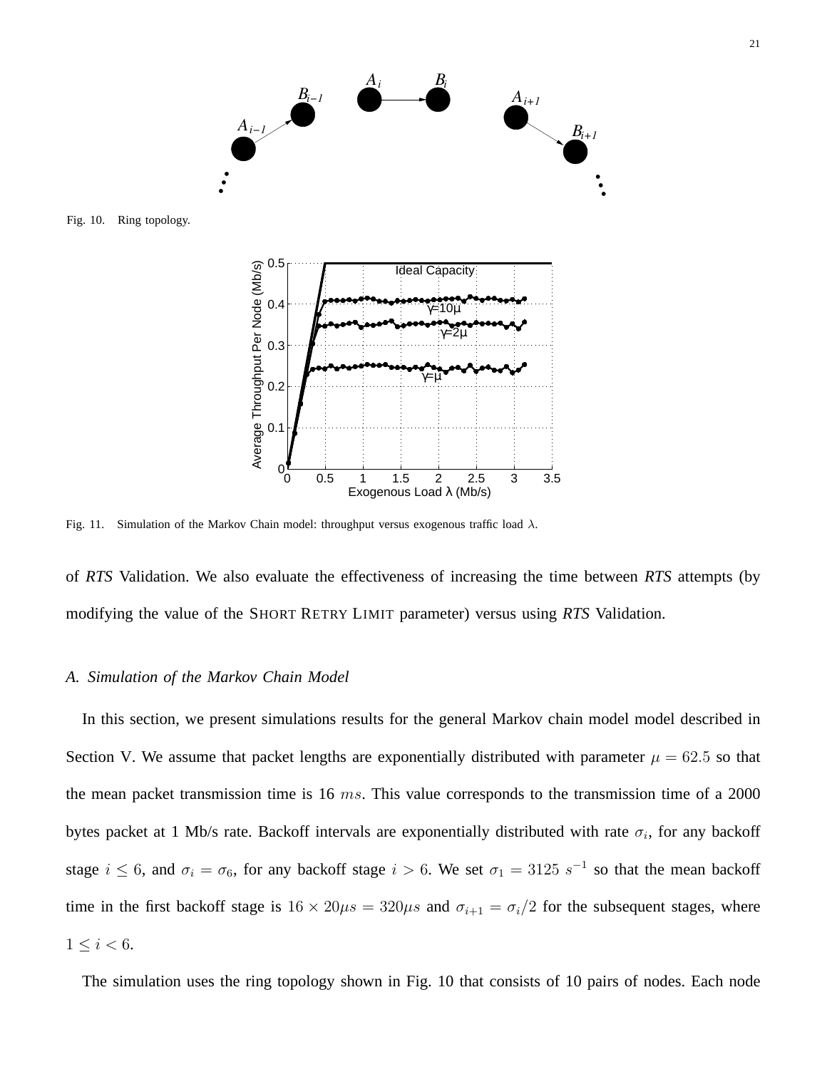Fig. 10. Ring topology.

Fig. 11. Simulation of the Markov Chain model: throughput versus exogenous traffic load $\lambda$.

of *RTS* Validation. We also evaluate the effectiveness of increasing the time between *RTS* attempts (by modifying the value of the SHORT RETRY LIMIT parameter) versus using *RTS* Validation.

### *A. Simulation of the Markov Chain Model*

In this section, we present simulations results for the general Markov chain model model described in Section V. We assume that packet lengths are exponentially distributed with parameter $\mu = 62.5$ so that the mean packet transmission time is 16 $ms$. This value corresponds to the transmission time of a 2000 bytes packet at 1 Mb/s rate. Backoff intervals are exponentially distributed with rate $\sigma_i$, for any backoff stage $i \leq 6$, and $\sigma_i = \sigma_6$, for any backoff stage $i > 6$. We set $\sigma_1 = 3125\ s^{-1}$ so that the mean backoff time in the first backoff stage is $16 \times 20\mu s = 320\mu s$ and $\sigma_{i+1} = \sigma_i/2$ for the subsequent stages, where $1 \leq i < 6$.

The simulation uses the ring topology shown in Fig. 10 that consists of 10 pairs of nodes. Each node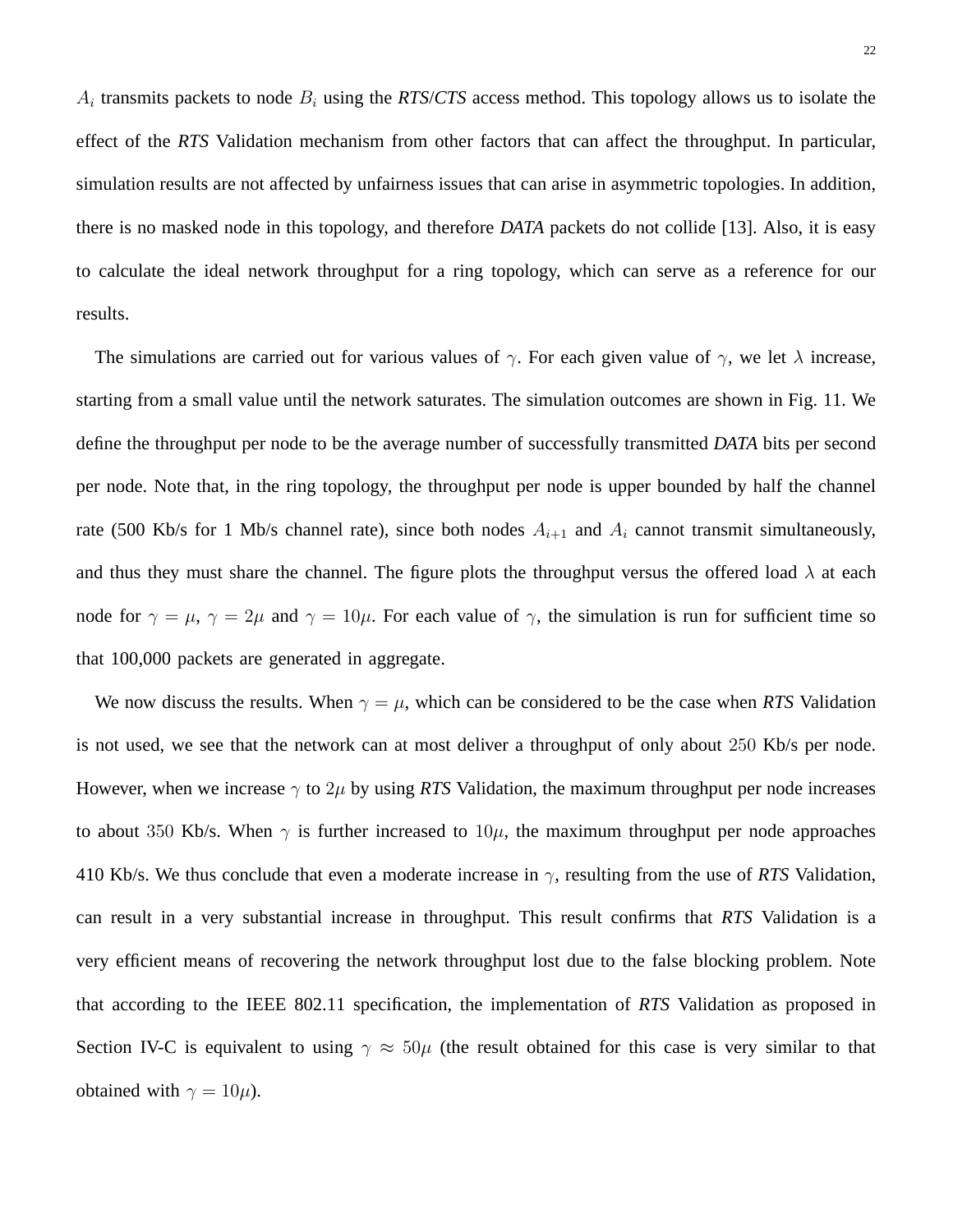$A_i$ transmits packets to node $B_i$ using the *RTS*/*CTS* access method. This topology allows us to isolate the effect of the *RTS* Validation mechanism from other factors that can affect the throughput. In particular, simulation results are not affected by unfairness issues that can arise in asymmetric topologies. In addition, there is no masked node in this topology, and therefore *DATA* packets do not collide [13]. Also, it is easy to calculate the ideal network throughput for a ring topology, which can serve as a reference for our results.

The simulations are carried out for various values of $\gamma$. For each given value of $\gamma$, we let $\lambda$ increase, starting from a small value until the network saturates. The simulation outcomes are shown in Fig. 11. We define the throughput per node to be the average number of successfully transmitted *DATA* bits per second per node. Note that, in the ring topology, the throughput per node is upper bounded by half the channel rate (500 Kb/s for 1 Mb/s channel rate), since both nodes $A_{i+1}$ and $A_i$ cannot transmit simultaneously, and thus they must share the channel. The figure plots the throughput versus the offered load $\lambda$ at each node for $\gamma = \mu$, $\gamma = 2\mu$ and $\gamma = 10\mu$. For each value of $\gamma$, the simulation is run for sufficient time so that 100,000 packets are generated in aggregate.

We now discuss the results. When $\gamma = \mu$, which can be considered to be the case when *RTS* Validation is not used, we see that the network can at most deliver a throughput of only about $250$ Kb/s per node. However, when we increase $\gamma$ to $2\mu$ by using *RTS* Validation, the maximum throughput per node increases to about $350$ Kb/s. When $\gamma$ is further increased to $10\mu$, the maximum throughput per node approaches 410 Kb/s. We thus conclude that even a moderate increase in $\gamma$, resulting from the use of *RTS* Validation, can result in a very substantial increase in throughput. This result confirms that *RTS* Validation is a very efficient means of recovering the network throughput lost due to the false blocking problem. Note that according to the IEEE 802.11 specification, the implementation of *RTS* Validation as proposed in Section IV-C is equivalent to using $\gamma \approx 50\mu$ (the result obtained for this case is very similar to that obtained with $\gamma = 10\mu$).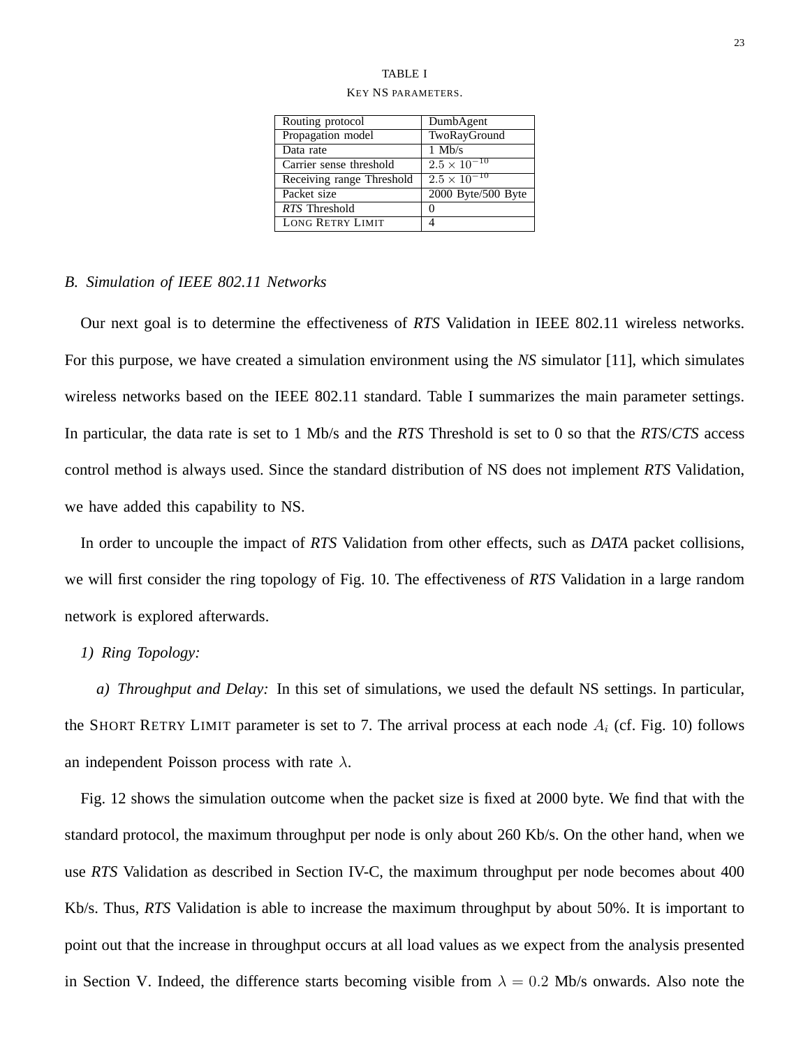TABLE I

KEY NS PARAMETERS.

| Routing protocol | DumbAgent |
|---|---|
| Propagation model | TwoRayGround |
| Data rate | 1 Mb/s |
| Carrier sense threshold | $2.5 \times 10^{-10}$ |
| Receiving range Threshold | $2.5 \times 10^{-10}$ |
| Packet size | 2000 Byte/500 Byte |
| *RTS* Threshold | 0 |
| LONG RETRY LIMIT | 4 |

### B. Simulation of IEEE 802.11 Networks

Our next goal is to determine the effectiveness of *RTS* Validation in IEEE 802.11 wireless networks. For this purpose, we have created a simulation environment using the *NS* simulator [11], which simulates wireless networks based on the IEEE 802.11 standard. Table I summarizes the main parameter settings. In particular, the data rate is set to 1 Mb/s and the *RTS* Threshold is set to 0 so that the *RTS*/*CTS* access control method is always used. Since the standard distribution of NS does not implement *RTS* Validation, we have added this capability to NS.

In order to uncouple the impact of *RTS* Validation from other effects, such as *DATA* packet collisions, we will first consider the ring topology of Fig. 10. The effectiveness of *RTS* Validation in a large random network is explored afterwards.

#### 1) Ring Topology:

*a) Throughput and Delay:* In this set of simulations, we used the default NS settings. In particular, the SHORT RETRY LIMIT parameter is set to 7. The arrival process at each node $A_i$ (cf. Fig. 10) follows an independent Poisson process with rate $\lambda$.

Fig. 12 shows the simulation outcome when the packet size is fixed at 2000 byte. We find that with the standard protocol, the maximum throughput per node is only about 260 Kb/s. On the other hand, when we use *RTS* Validation as described in Section IV-C, the maximum throughput per node becomes about 400 Kb/s. Thus, *RTS* Validation is able to increase the maximum throughput by about 50%. It is important to point out that the increase in throughput occurs at all load values as we expect from the analysis presented in Section V. Indeed, the difference starts becoming visible from $\lambda = 0.2$ Mb/s onwards. Also note the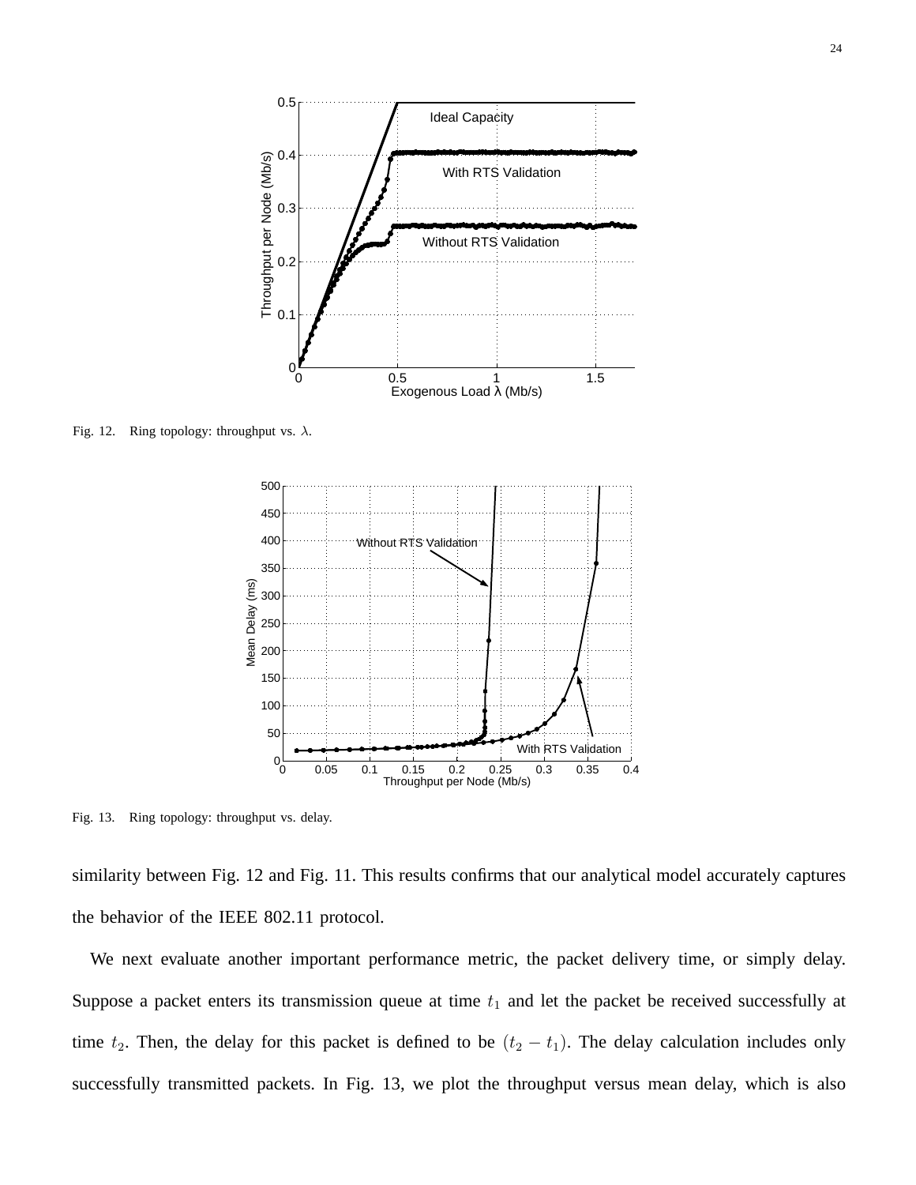Fig. 12. Ring topology: throughput vs. $\lambda$.

Fig. 13. Ring topology: throughput vs. delay.

similarity between Fig. 12 and Fig. 11. This results confirms that our analytical model accurately captures the behavior of the IEEE 802.11 protocol.

We next evaluate another important performance metric, the packet delivery time, or simply delay. Suppose a packet enters its transmission queue at time $t_1$ and let the packet be received successfully at time $t_2$. Then, the delay for this packet is defined to be $(t_2 - t_1)$. The delay calculation includes only successfully transmitted packets. In Fig. 13, we plot the throughput versus mean delay, which is also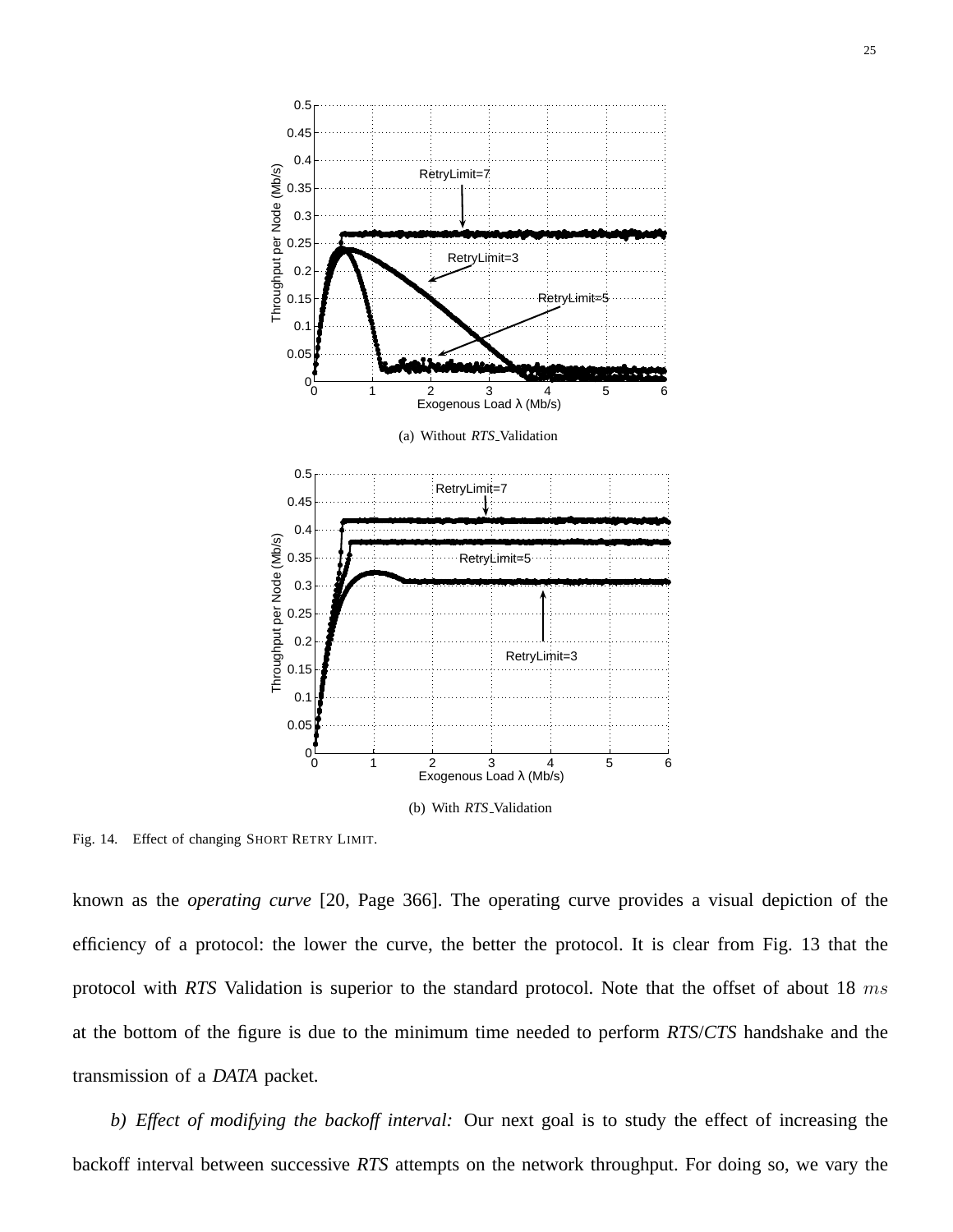(a) Without *RTS*\_Validation

(b) With *RTS*\_Validation

Fig. 14. Effect of changing SHORT RETRY LIMIT.

known as the *operating curve* [20, Page 366]. The operating curve provides a visual depiction of the efficiency of a protocol: the lower the curve, the better the protocol. It is clear from Fig. 13 that the protocol with *RTS* Validation is superior to the standard protocol. Note that the offset of about 18 $ms$ at the bottom of the figure is due to the minimum time needed to perform *RTS*/*CTS* handshake and the transmission of a *DATA* packet.

*b) Effect of modifying the backoff interval:* Our next goal is to study the effect of increasing the backoff interval between successive *RTS* attempts on the network throughput. For doing so, we vary the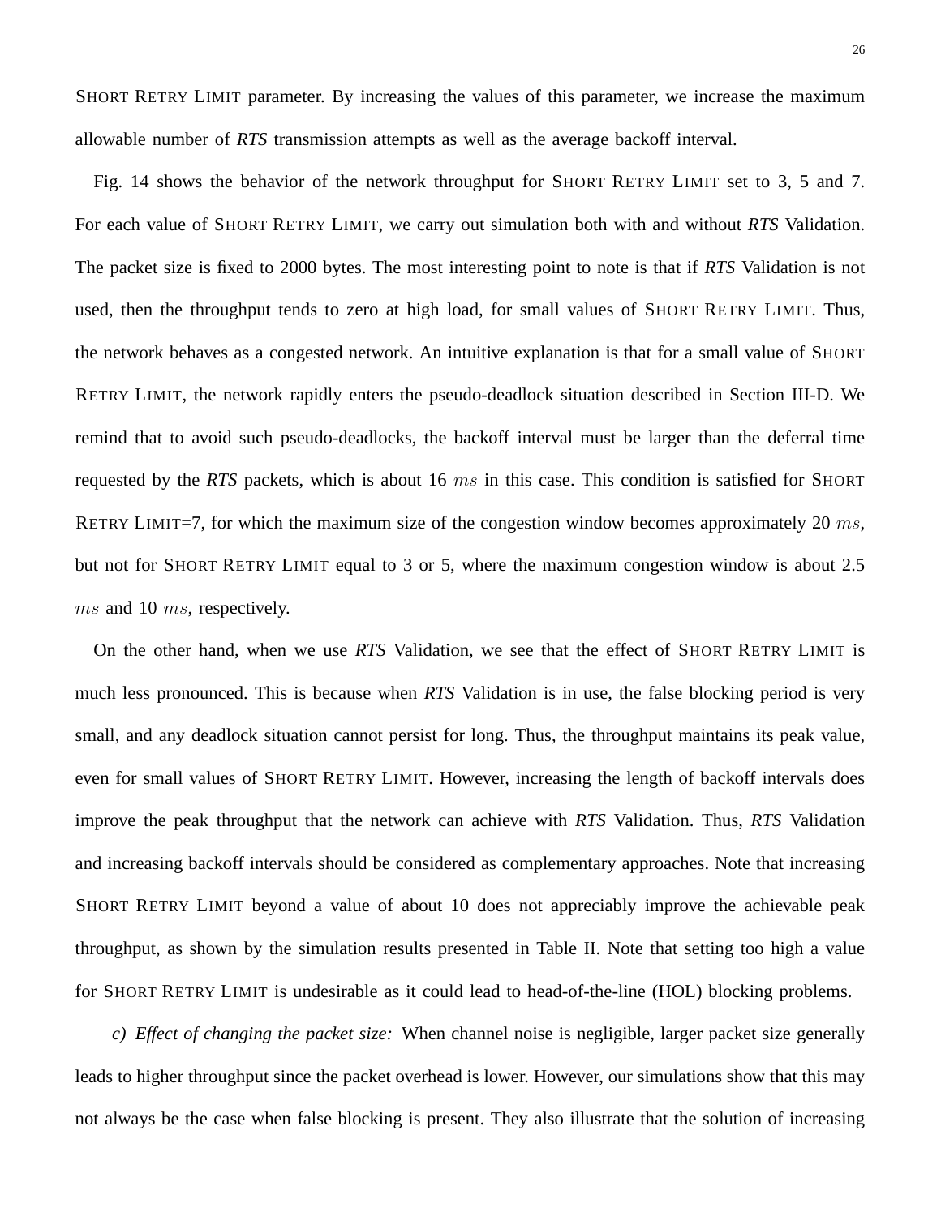SHORT RETRY LIMIT parameter. By increasing the values of this parameter, we increase the maximum allowable number of *RTS* transmission attempts as well as the average backoff interval.

Fig. 14 shows the behavior of the network throughput for SHORT RETRY LIMIT set to 3, 5 and 7. For each value of SHORT RETRY LIMIT, we carry out simulation both with and without *RTS* Validation. The packet size is fixed to 2000 bytes. The most interesting point to note is that if *RTS* Validation is not used, then the throughput tends to zero at high load, for small values of SHORT RETRY LIMIT. Thus, the network behaves as a congested network. An intuitive explanation is that for a small value of SHORT RETRY LIMIT, the network rapidly enters the pseudo-deadlock situation described in Section III-D. We remind that to avoid such pseudo-deadlocks, the backoff interval must be larger than the deferral time requested by the *RTS* packets, which is about 16 $ms$ in this case. This condition is satisfied for SHORT RETRY LIMIT=7, for which the maximum size of the congestion window becomes approximately 20 $ms$, but not for SHORT RETRY LIMIT equal to 3 or 5, where the maximum congestion window is about 2.5 $ms$ and 10 $ms$, respectively.

On the other hand, when we use *RTS* Validation, we see that the effect of SHORT RETRY LIMIT is much less pronounced. This is because when *RTS* Validation is in use, the false blocking period is very small, and any deadlock situation cannot persist for long. Thus, the throughput maintains its peak value, even for small values of SHORT RETRY LIMIT. However, increasing the length of backoff intervals does improve the peak throughput that the network can achieve with *RTS* Validation. Thus, *RTS* Validation and increasing backoff intervals should be considered as complementary approaches. Note that increasing SHORT RETRY LIMIT beyond a value of about 10 does not appreciably improve the achievable peak throughput, as shown by the simulation results presented in Table II. Note that setting too high a value for SHORT RETRY LIMIT is undesirable as it could lead to head-of-the-line (HOL) blocking problems.

*c) Effect of changing the packet size:* When channel noise is negligible, larger packet size generally leads to higher throughput since the packet overhead is lower. However, our simulations show that this may not always be the case when false blocking is present. They also illustrate that the solution of increasing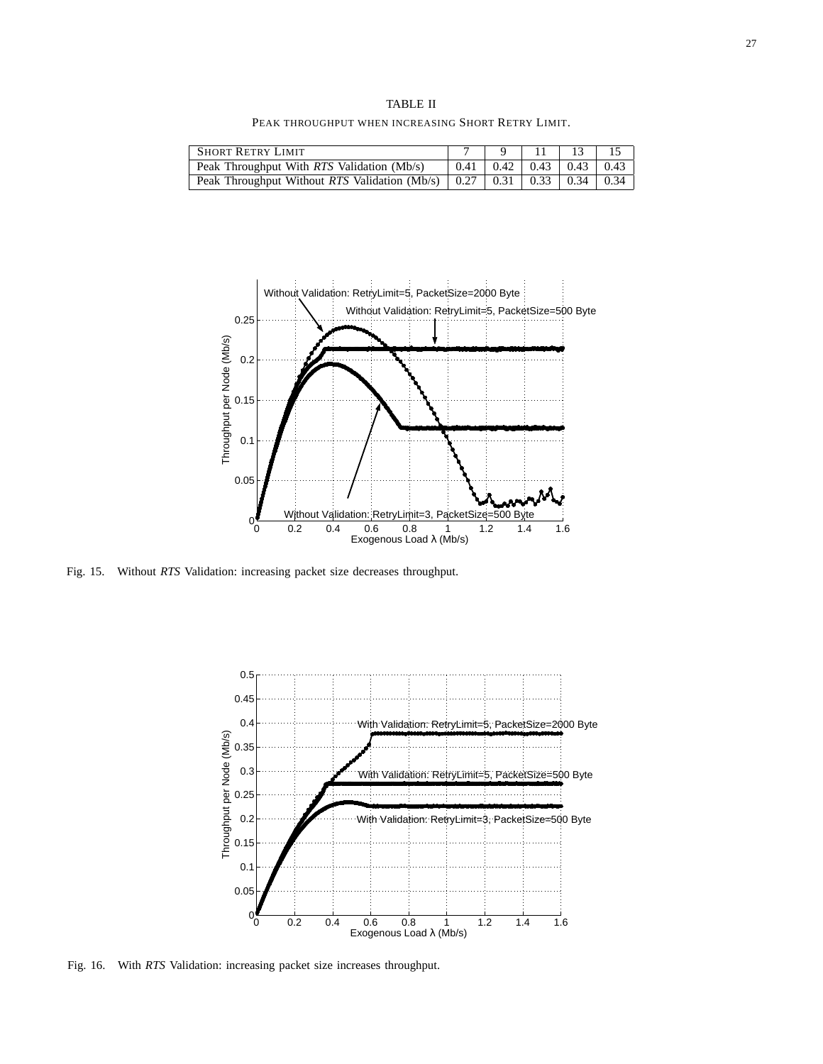TABLE II

PEAK THROUGHPUT WHEN INCREASING SHORT RETRY LIMIT.

| SHORT RETRY LIMIT | 7 | 9 | 11 | 13 | 15 |
|---|---|---|---|---|---|
| Peak Throughput With *RTS* Validation (Mb/s) | 0.41 | 0.42 | 0.43 | 0.43 | 0.43 |
| Peak Throughput Without *RTS* Validation (Mb/s) | 0.27 | 0.31 | 0.33 | 0.34 | 0.34 |

Fig. 15. Without *RTS* Validation: increasing packet size decreases throughput.

Fig. 16. With *RTS* Validation: increasing packet size increases throughput.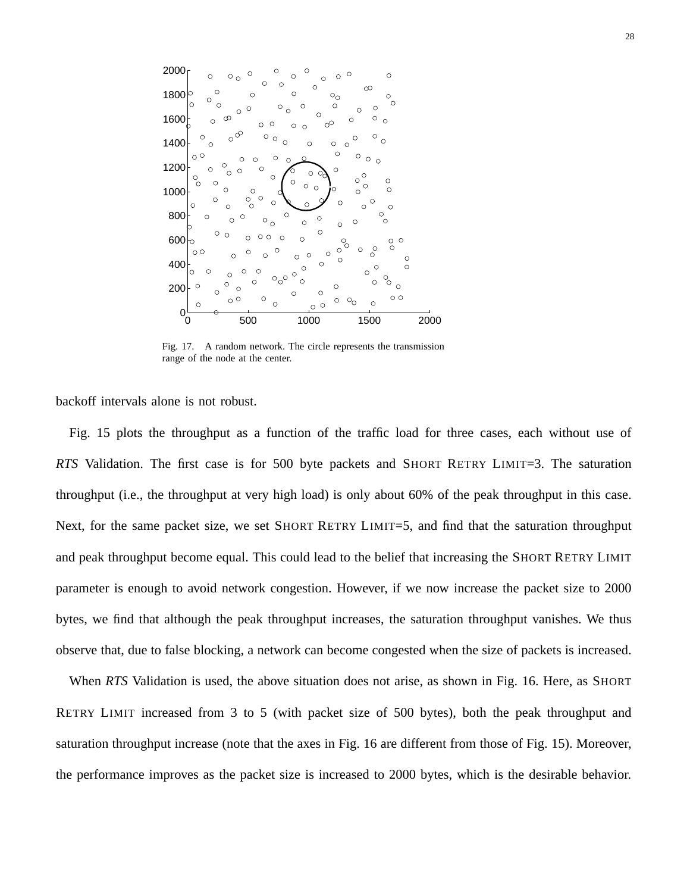Fig. 17. A random network. The circle represents the transmission range of the node at the center.

backoff intervals alone is not robust.

Fig. 15 plots the throughput as a function of the traffic load for three cases, each without use of *RTS* Validation. The first case is for 500 byte packets and SHORT RETRY LIMIT=3. The saturation throughput (i.e., the throughput at very high load) is only about 60% of the peak throughput in this case. Next, for the same packet size, we set SHORT RETRY LIMIT=5, and find that the saturation throughput and peak throughput become equal. This could lead to the belief that increasing the SHORT RETRY LIMIT parameter is enough to avoid network congestion. However, if we now increase the packet size to 2000 bytes, we find that although the peak throughput increases, the saturation throughput vanishes. We thus observe that, due to false blocking, a network can become congested when the size of packets is increased.

When *RTS* Validation is used, the above situation does not arise, as shown in Fig. 16. Here, as SHORT RETRY LIMIT increased from 3 to 5 (with packet size of 500 bytes), both the peak throughput and saturation throughput increase (note that the axes in Fig. 16 are different from those of Fig. 15). Moreover, the performance improves as the packet size is increased to 2000 bytes, which is the desirable behavior.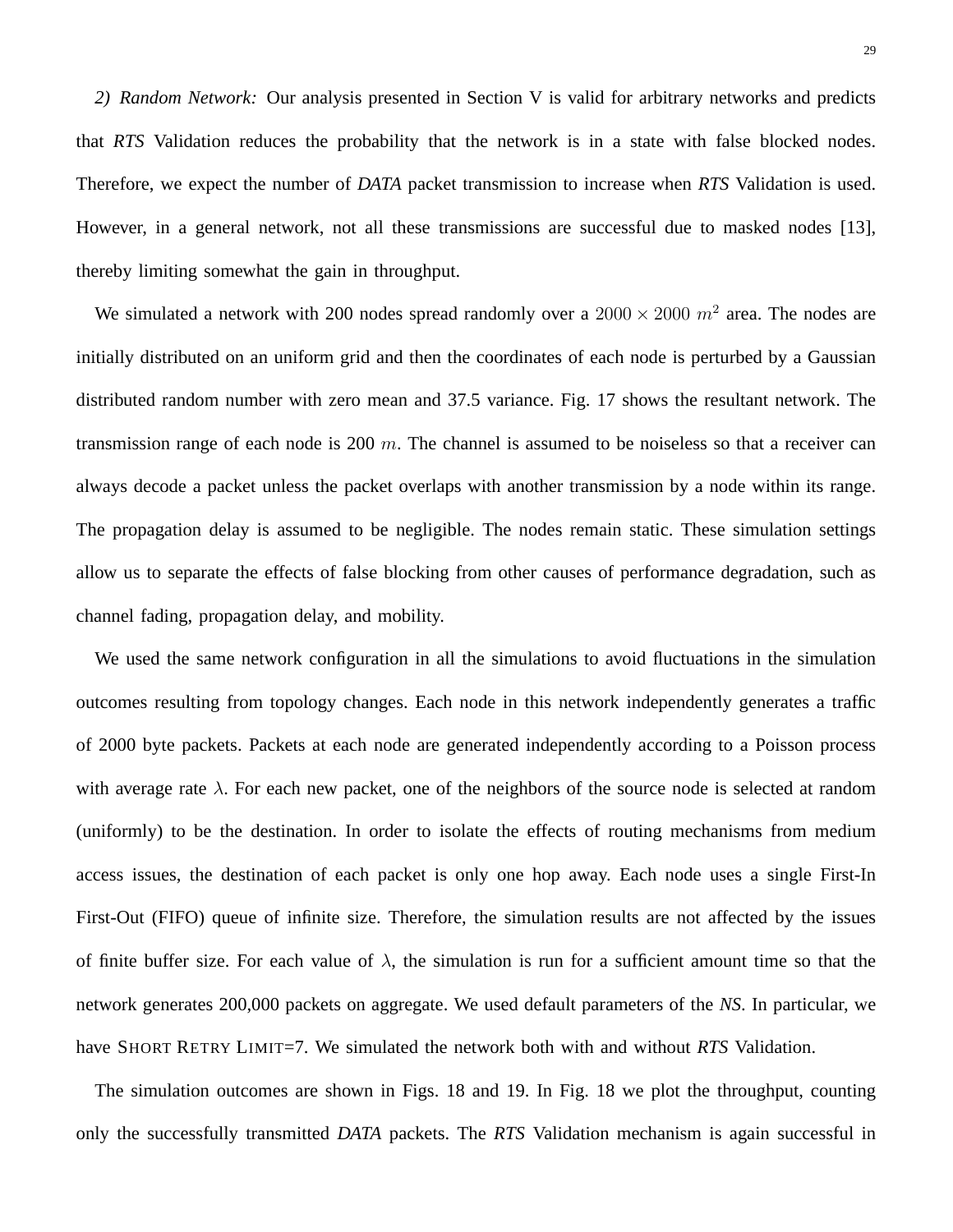*2) Random Network:* Our analysis presented in Section V is valid for arbitrary networks and predicts that *RTS* Validation reduces the probability that the network is in a state with false blocked nodes. Therefore, we expect the number of *DATA* packet transmission to increase when *RTS* Validation is used. However, in a general network, not all these transmissions are successful due to masked nodes [13], thereby limiting somewhat the gain in throughput.

We simulated a network with 200 nodes spread randomly over a $2000 \times 2000$ $m^2$ area. The nodes are initially distributed on an uniform grid and then the coordinates of each node is perturbed by a Gaussian distributed random number with zero mean and 37.5 variance. Fig. 17 shows the resultant network. The transmission range of each node is 200 $m$. The channel is assumed to be noiseless so that a receiver can always decode a packet unless the packet overlaps with another transmission by a node within its range. The propagation delay is assumed to be negligible. The nodes remain static. These simulation settings allow us to separate the effects of false blocking from other causes of performance degradation, such as channel fading, propagation delay, and mobility.

We used the same network configuration in all the simulations to avoid fluctuations in the simulation outcomes resulting from topology changes. Each node in this network independently generates a traffic of 2000 byte packets. Packets at each node are generated independently according to a Poisson process with average rate $\lambda$. For each new packet, one of the neighbors of the source node is selected at random (uniformly) to be the destination. In order to isolate the effects of routing mechanisms from medium access issues, the destination of each packet is only one hop away. Each node uses a single First-In First-Out (FIFO) queue of infinite size. Therefore, the simulation results are not affected by the issues of finite buffer size. For each value of $\lambda$, the simulation is run for a sufficient amount time so that the network generates 200,000 packets on aggregate. We used default parameters of the *NS*. In particular, we have SHORT RETRY LIMIT=7. We simulated the network both with and without *RTS* Validation.

The simulation outcomes are shown in Figs. 18 and 19. In Fig. 18 we plot the throughput, counting only the successfully transmitted *DATA* packets. The *RTS* Validation mechanism is again successful in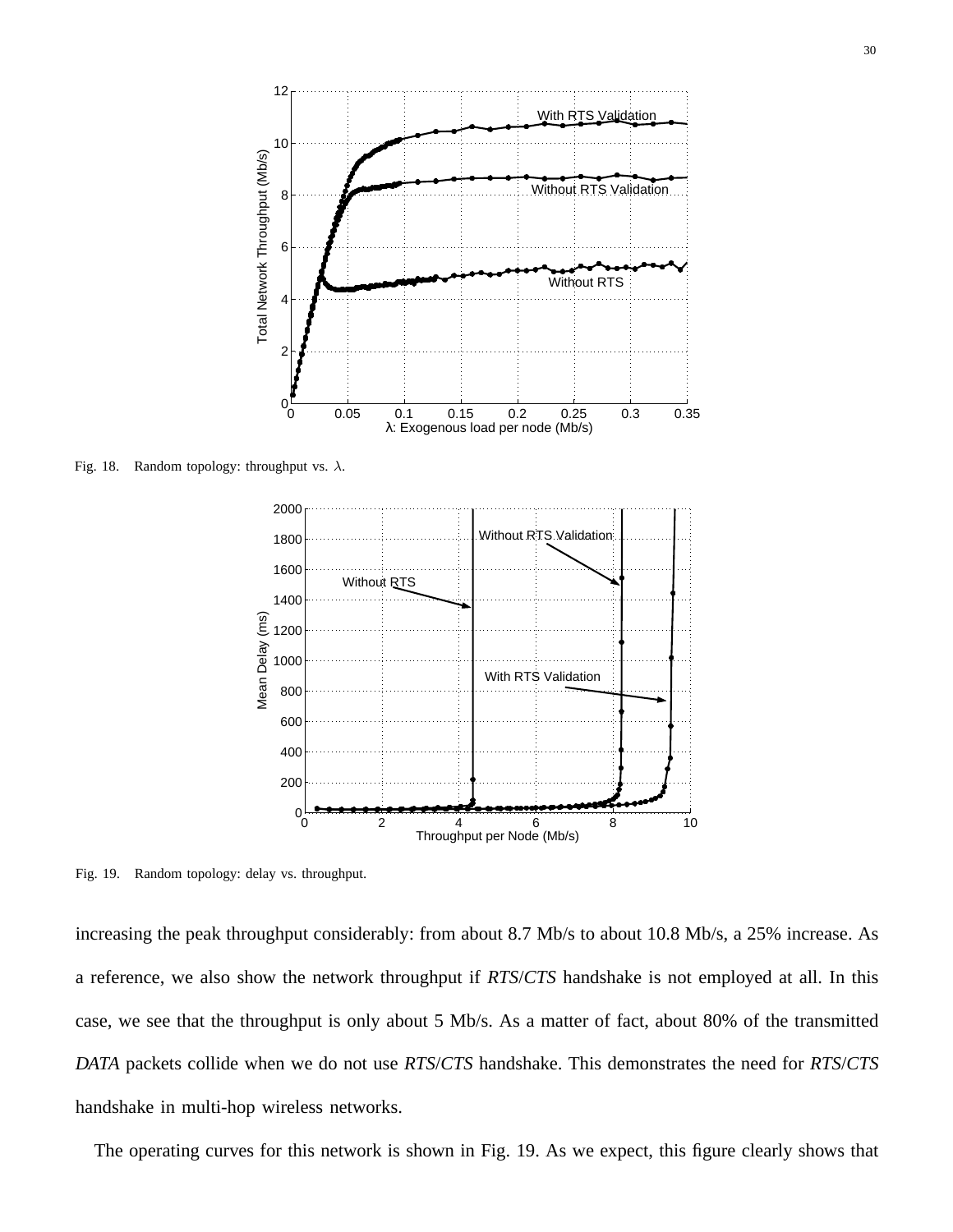Fig. 18. Random topology: throughput vs. $\lambda$.

Fig. 19. Random topology: delay vs. throughput.

increasing the peak throughput considerably: from about 8.7 Mb/s to about 10.8 Mb/s, a 25% increase. As a reference, we also show the network throughput if *RTS*/*CTS* handshake is not employed at all. In this case, we see that the throughput is only about 5 Mb/s. As a matter of fact, about 80% of the transmitted *DATA* packets collide when we do not use *RTS*/*CTS* handshake. This demonstrates the need for *RTS*/*CTS* handshake in multi-hop wireless networks.

The operating curves for this network is shown in Fig. 19. As we expect, this figure clearly shows that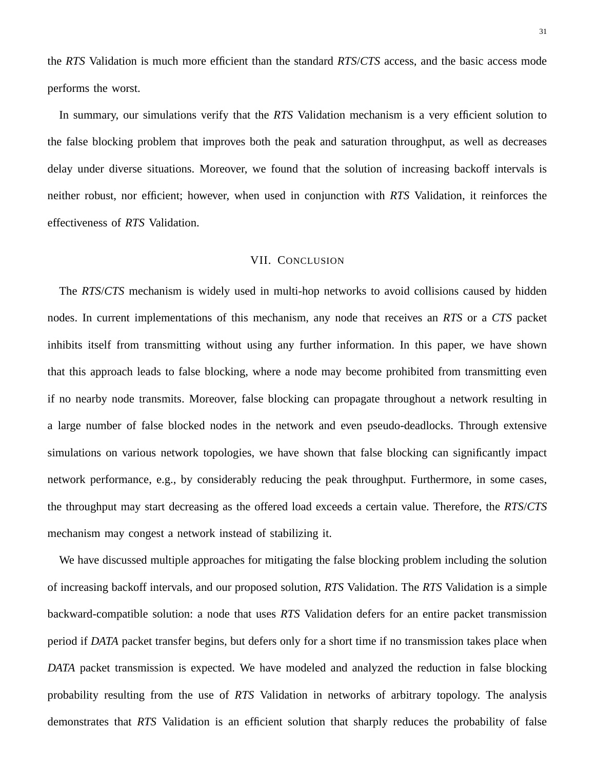the *RTS* Validation is much more efficient than the standard *RTS*/*CTS* access, and the basic access mode performs the worst.

In summary, our simulations verify that the *RTS* Validation mechanism is a very efficient solution to the false blocking problem that improves both the peak and saturation throughput, as well as decreases delay under diverse situations. Moreover, we found that the solution of increasing backoff intervals is neither robust, nor efficient; however, when used in conjunction with *RTS* Validation, it reinforces the effectiveness of *RTS* Validation.

## VII. Conclusion

The *RTS*/*CTS* mechanism is widely used in multi-hop networks to avoid collisions caused by hidden nodes. In current implementations of this mechanism, any node that receives an *RTS* or a *CTS* packet inhibits itself from transmitting without using any further information. In this paper, we have shown that this approach leads to false blocking, where a node may become prohibited from transmitting even if no nearby node transmits. Moreover, false blocking can propagate throughout a network resulting in a large number of false blocked nodes in the network and even pseudo-deadlocks. Through extensive simulations on various network topologies, we have shown that false blocking can significantly impact network performance, e.g., by considerably reducing the peak throughput. Furthermore, in some cases, the throughput may start decreasing as the offered load exceeds a certain value. Therefore, the *RTS*/*CTS* mechanism may congest a network instead of stabilizing it.

We have discussed multiple approaches for mitigating the false blocking problem including the solution of increasing backoff intervals, and our proposed solution, *RTS* Validation. The *RTS* Validation is a simple backward-compatible solution: a node that uses *RTS* Validation defers for an entire packet transmission period if *DATA* packet transfer begins, but defers only for a short time if no transmission takes place when *DATA* packet transmission is expected. We have modeled and analyzed the reduction in false blocking probability resulting from the use of *RTS* Validation in networks of arbitrary topology. The analysis demonstrates that *RTS* Validation is an efficient solution that sharply reduces the probability of false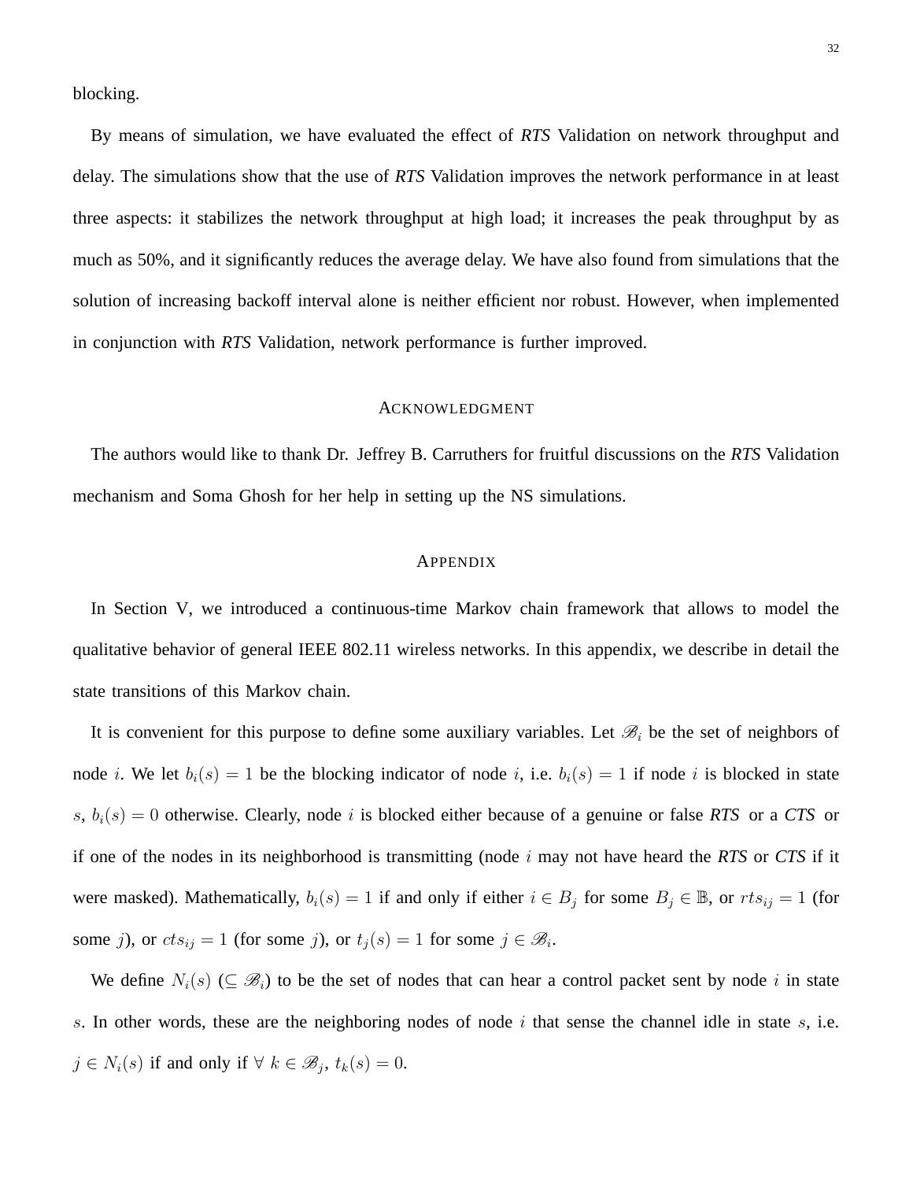blocking.

By means of simulation, we have evaluated the effect of *RTS* Validation on network throughput and delay. The simulations show that the use of *RTS* Validation improves the network performance in at least three aspects: it stabilizes the network throughput at high load; it increases the peak throughput by as much as 50%, and it significantly reduces the average delay. We have also found from simulations that the solution of increasing backoff interval alone is neither efficient nor robust. However, when implemented in conjunction with *RTS* Validation, network performance is further improved.

## ACKNOWLEDGMENT

The authors would like to thank Dr. Jeffrey B. Carruthers for fruitful discussions on the *RTS* Validation mechanism and Soma Ghosh for her help in setting up the NS simulations.

## APPENDIX

In Section V, we introduced a continuous-time Markov chain framework that allows to model the qualitative behavior of general IEEE 802.11 wireless networks. In this appendix, we describe in detail the state transitions of this Markov chain.

It is convenient for this purpose to define some auxiliary variables. Let $\mathscr{B}_i$ be the set of neighbors of node $i$. We let $b_i(s) = 1$ be the blocking indicator of node $i$, i.e. $b_i(s) = 1$ if node $i$ is blocked in state $s$, $b_i(s) = 0$ otherwise. Clearly, node $i$ is blocked either because of a genuine or false *RTS* or a *CTS* or if one of the nodes in its neighborhood is transmitting (node $i$ may not have heard the *RTS* or *CTS* if it were masked). Mathematically, $b_i(s) = 1$ if and only if either $i \in B_j$ for some $B_j \in \mathbb{B}$, or $rts_{ij} = 1$ (for some $j$), or $cts_{ij} = 1$ (for some $j$), or $t_j(s) = 1$ for some $j \in \mathscr{B}_i$.

We define $N_i(s)$ ($\subseteq \mathscr{B}_i$) to be the set of nodes that can hear a control packet sent by node $i$ in state $s$. In other words, these are the neighboring nodes of node $i$ that sense the channel idle in state $s$, i.e. $j \in N_i(s)$ if and only if $\forall\ k \in \mathscr{B}_j$, $t_k(s) = 0$.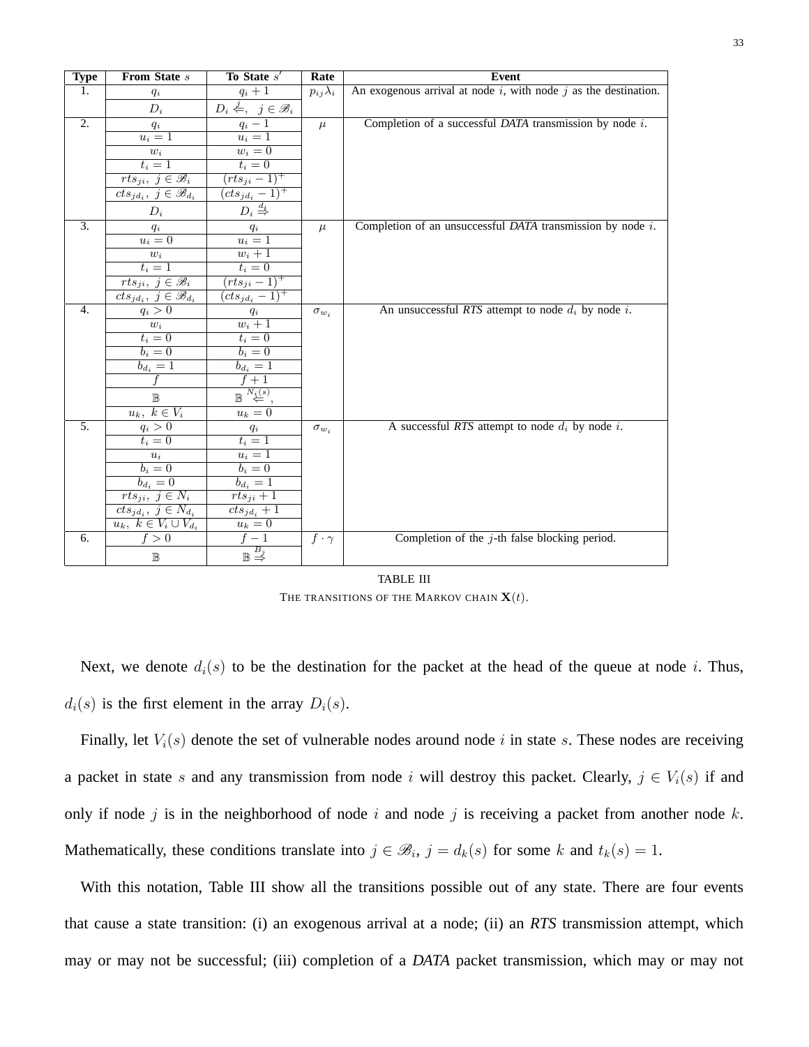| Type | From State $s$ | To State $s'$ | Rate | Event |
|---|---|---|---|---|
| 1. | $q_i$ | $q_i + 1$ | $p_{ij}\lambda_i$ | An exogenous arrival at node $i$, with node $j$ as the destination. |
| | $D_i$ | $D_i \overset{j}{\Leftarrow},\ \ j \in \mathscr{B}_i$ | | |
| 2. | $q_i$ | $q_i - 1$ | $\mu$ | Completion of a successful *DATA* transmission by node $i$. |
| | $u_i = 1$ | $u_i = 1$ | | |
| | $w_i$ | $w_i = 0$ | | |
| | $t_i = 1$ | $t_i = 0$ | | |
| | $rts_{ji},\ j \in \mathscr{B}_i$ | $(rts_{ji} - 1)^+$ | | |
| | $cts_{jd_i},\ j \in \mathscr{B}_{d_i}$ | $(cts_{jd_i} - 1)^+$ | | |
| | $D_i$ | $D_i \overset{d_i}{\Rightarrow}$ | | |
| 3. | $q_i$ | $q_i$ | $\mu$ | Completion of an unsuccessful *DATA* transmission by node $i$. |
| | $u_i = 0$ | $u_i = 1$ | | |
| | $w_i$ | $w_i + 1$ | | |
| | $t_i = 1$ | $t_i = 0$ | | |
| | $rts_{ji},\ j \in \mathscr{B}_i$ | $(rts_{ji} - 1)^+$ | | |
| | $cts_{jd_i},\ j \in \mathscr{B}_{d_i}$ | $(cts_{jd_i} - 1)^+$ | | |
| 4. | $q_i > 0$ | $q_i$ | $\sigma_{w_i}$ | An unsuccessful *RTS* attempt to node $d_i$ by node $i$. |
| | $w_i$ | $w_i + 1$ | | |
| | $t_i = 0$ | $t_i = 0$ | | |
| | $b_i = 0$ | $b_i = 0$ | | |
| | $b_{d_i} = 1$ | $b_{d_i} = 1$ | | |
| | $f$ | $f + 1$ | | |
| | $\mathbb{B}$ | $\mathbb{B} \overset{N_i(s)}{\Leftarrow},$ | | |
| | $u_k,\ k \in V_i$ | $u_k = 0$ | | |
| 5. | $q_i > 0$ | $q_i$ | $\sigma_{w_i}$ | A successful *RTS* attempt to node $d_i$ by node $i$. |
| | $t_i = 0$ | $t_i = 1$ | | |
| | $u_i$ | $u_i = 1$ | | |
| | $b_i = 0$ | $b_i = 0$ | | |
| | $b_{d_i} = 0$ | $b_{d_i} = 1$ | | |
| | $rts_{ji},\ j \in N_i$ | $rts_{ji} + 1$ | | |
| | $cts_{jd_i},\ j \in N_{d_i}$ | $cts_{jd_i} + 1$ | | |
| | $u_k,\ k \in V_i \cup V_{d_i}$ | $u_k = 0$ | | |
| 6. | $f > 0$ | $f - 1$ | $f \cdot \gamma$ | Completion of the $j$-th false blocking period. |
| | $\mathbb{B}$ | $\mathbb{B} \overset{B_j}{\Rightarrow}$ | | |

TABLE III

THE TRANSITIONS OF THE MARKOV CHAIN $\mathbf{X}(t)$.

Next, we denote $d_i(s)$ to be the destination for the packet at the head of the queue at node $i$. Thus, $d_i(s)$ is the first element in the array $D_i(s)$.

Finally, let $V_i(s)$ denote the set of vulnerable nodes around node $i$ in state $s$. These nodes are receiving a packet in state $s$ and any transmission from node $i$ will destroy this packet. Clearly, $j \in V_i(s)$ if and only if node $j$ is in the neighborhood of node $i$ and node $j$ is receiving a packet from another node $k$. Mathematically, these conditions translate into $j \in \mathscr{B}_i$, $j = d_k(s)$ for some $k$ and $t_k(s) = 1$.

With this notation, Table III show all the transitions possible out of any state. There are four events that cause a state transition: (i) an exogenous arrival at a node; (ii) an *RTS* transmission attempt, which may or may not be successful; (iii) completion of a *DATA* packet transmission, which may or may not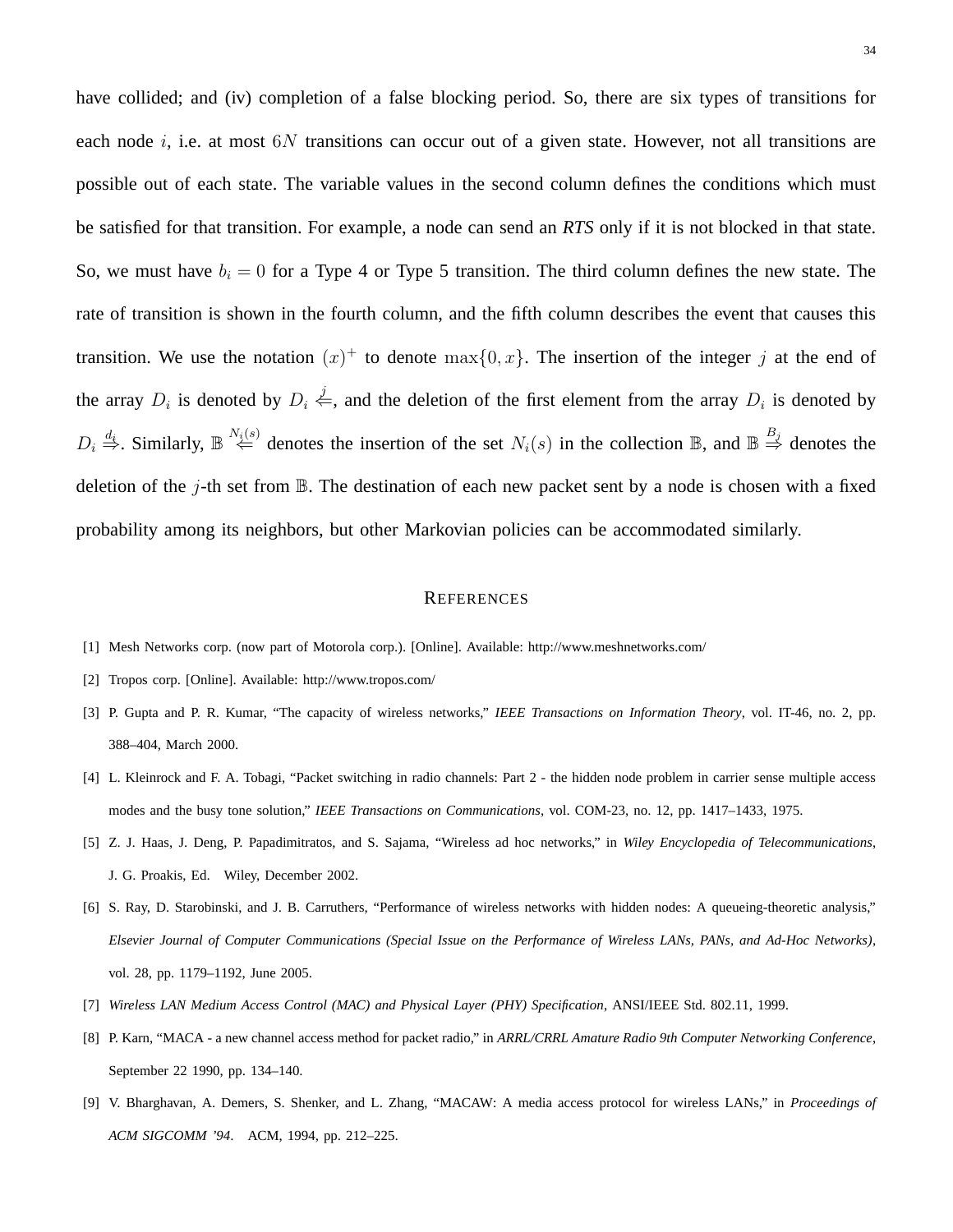have collided; and (iv) completion of a false blocking period. So, there are six types of transitions for each node $i$, i.e. at most $6N$ transitions can occur out of a given state. However, not all transitions are possible out of each state. The variable values in the second column defines the conditions which must be satisfied for that transition. For example, a node can send an *RTS* only if it is not blocked in that state. So, we must have $b_i = 0$ for a Type 4 or Type 5 transition. The third column defines the new state. The rate of transition is shown in the fourth column, and the fifth column describes the event that causes this transition. We use the notation $(x)^+$ to denote $\max\{0, x\}$. The insertion of the integer $j$ at the end of the array $D_i$ is denoted by $D_i \stackrel{j}{\Leftarrow}$, and the deletion of the first element from the array $D_i$ is denoted by $D_i \stackrel{d_i}{\Rightarrow}$. Similarly, $\mathbb{B} \stackrel{N_i(s)}{\Leftarrow}$ denotes the insertion of the set $N_i(s)$ in the collection $\mathbb{B}$, and $\mathbb{B} \stackrel{B_j}{\Rightarrow}$ denotes the deletion of the $j$-th set from $\mathbb{B}$. The destination of each new packet sent by a node is chosen with a fixed probability among its neighbors, but other Markovian policies can be accommodated similarly.

## REFERENCES

[1] Mesh Networks corp. (now part of Motorola corp.). [Online]. Available: http://www.meshnetworks.com/

[2] Tropos corp. [Online]. Available: http://www.tropos.com/

[3] P. Gupta and P. R. Kumar, "The capacity of wireless networks," *IEEE Transactions on Information Theory*, vol. IT-46, no. 2, pp. 388–404, March 2000.

[4] L. Kleinrock and F. A. Tobagi, "Packet switching in radio channels: Part 2 - the hidden node problem in carrier sense multiple access modes and the busy tone solution," *IEEE Transactions on Communications*, vol. COM-23, no. 12, pp. 1417–1433, 1975.

[5] Z. J. Haas, J. Deng, P. Papadimitratos, and S. Sajama, "Wireless ad hoc networks," in *Wiley Encyclopedia of Telecommunications*, J. G. Proakis, Ed. Wiley, December 2002.

[6] S. Ray, D. Starobinski, and J. B. Carruthers, "Performance of wireless networks with hidden nodes: A queueing-theoretic analysis," *Elsevier Journal of Computer Communications (Special Issue on the Performance of Wireless LANs, PANs, and Ad-Hoc Networks)*, vol. 28, pp. 1179–1192, June 2005.

[7] *Wireless LAN Medium Access Control (MAC) and Physical Layer (PHY) Specification*, ANSI/IEEE Std. 802.11, 1999.

[8] P. Karn, "MACA - a new channel access method for packet radio," in *ARRL/CRRL Amature Radio 9th Computer Networking Conference*, September 22 1990, pp. 134–140.

[9] V. Bharghavan, A. Demers, S. Shenker, and L. Zhang, "MACAW: A media access protocol for wireless LANs," in *Proceedings of ACM SIGCOMM '94*. ACM, 1994, pp. 212–225.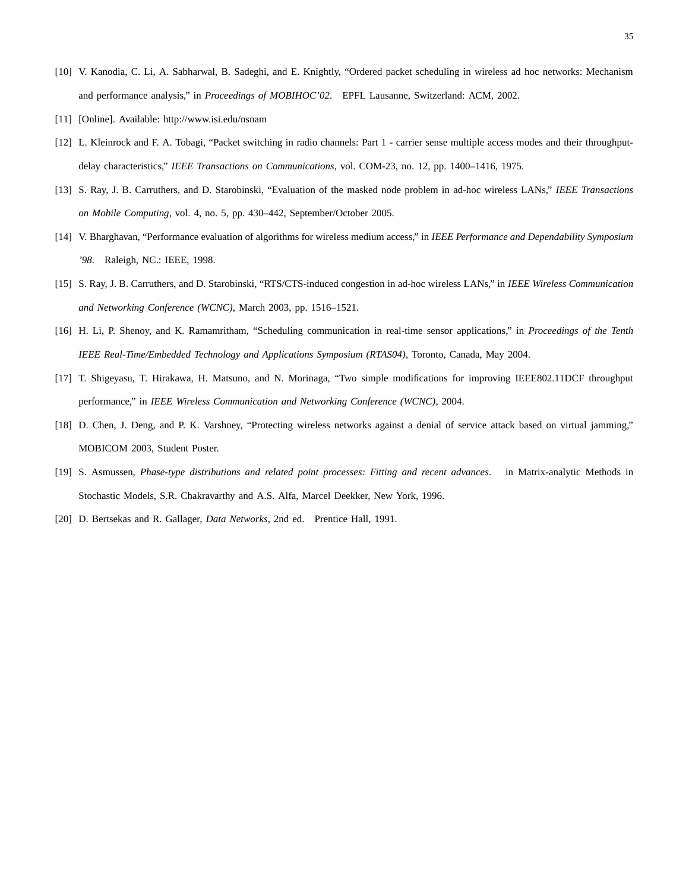[10] V. Kanodia, C. Li, A. Sabharwal, B. Sadeghi, and E. Knightly, “Ordered packet scheduling in wireless ad hoc networks: Mechanism and performance analysis,” in *Proceedings of MOBIHOC’02*. EPFL Lausanne, Switzerland: ACM, 2002.

[11] [Online]. Available: http://www.isi.edu/nsnam

[12] L. Kleinrock and F. A. Tobagi, “Packet switching in radio channels: Part 1 - carrier sense multiple access modes and their throughput-delay characteristics,” *IEEE Transactions on Communications*, vol. COM-23, no. 12, pp. 1400–1416, 1975.

[13] S. Ray, J. B. Carruthers, and D. Starobinski, “Evaluation of the masked node problem in ad-hoc wireless LANs,” *IEEE Transactions on Mobile Computing*, vol. 4, no. 5, pp. 430–442, September/October 2005.

[14] V. Bharghavan, “Performance evaluation of algorithms for wireless medium access,” in *IEEE Performance and Dependability Symposium ’98*. Raleigh, NC.: IEEE, 1998.

[15] S. Ray, J. B. Carruthers, and D. Starobinski, “RTS/CTS-induced congestion in ad-hoc wireless LANs,” in *IEEE Wireless Communication and Networking Conference (WCNC)*, March 2003, pp. 1516–1521.

[16] H. Li, P. Shenoy, and K. Ramamritham, “Scheduling communication in real-time sensor applications,” in *Proceedings of the Tenth IEEE Real-Time/Embedded Technology and Applications Symposium (RTAS04)*, Toronto, Canada, May 2004.

[17] T. Shigeyasu, T. Hirakawa, H. Matsuno, and N. Morinaga, “Two simple modifications for improving IEEE802.11DCF throughput performance,” in *IEEE Wireless Communication and Networking Conference (WCNC)*, 2004.

[18] D. Chen, J. Deng, and P. K. Varshney, “Protecting wireless networks against a denial of service attack based on virtual jamming,” MOBICOM 2003, Student Poster.

[19] S. Asmussen, *Phase-type distributions and related point processes: Fitting and recent advances*. in Matrix-analytic Methods in Stochastic Models, S.R. Chakravarthy and A.S. Alfa, Marcel Deekker, New York, 1996.

[20] D. Bertsekas and R. Gallager, *Data Networks*, 2nd ed. Prentice Hall, 1991.